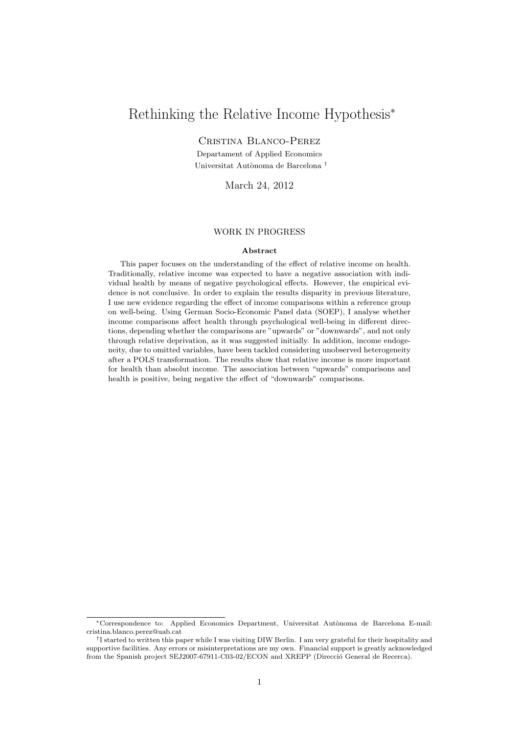# Rethinking the Relative Income Hypothesis[*]

Cristina Blanco-Perez

Departament of Applied Economics

Universitat Autònoma de Barcelona [†]

March 24, 2012

WORK IN PROGRESS

**Abstract**

This paper focuses on the understanding of the effect of relative income on health. Traditionally, relative income was expected to have a negative association with individual health by means of negative psychological effects. However, the empirical evidence is not conclusive. In order to explain the results disparity in previous literature, I use new evidence regarding the effect of income comparisons within a reference group on well-being. Using German Socio-Economic Panel data (SOEP), I analyse whether income comparisons affect health through psychological well-being in different directions, depending whether the comparisons are "upwards" or "downwards", and not only through relative deprivation, as it was suggested initially. In addition, income endogeneity, due to omitted variables, have been tackled considering unobserved heterogeneity after a POLS transformation. The results show that relative income is more important for health than absolut income. The association between "upwards" comparisons and health is positive, being negative the effect of "downwards" comparisons.

---

[*] Correspondence to: Applied Economics Department, Universitat Autònoma de Barcelona E-mail: cristina.blanco.perez@uab.cat

[†] I started to written this paper while I was visiting DIW Berlin. I am very grateful for their hospitality and supportive facilities. Any errors or misinterpretations are my own. Financial support is greatly acknowledged from the Spanish project SEJ2007-67911-C03-02/ECON and XREPP (Direcció General de Recerca).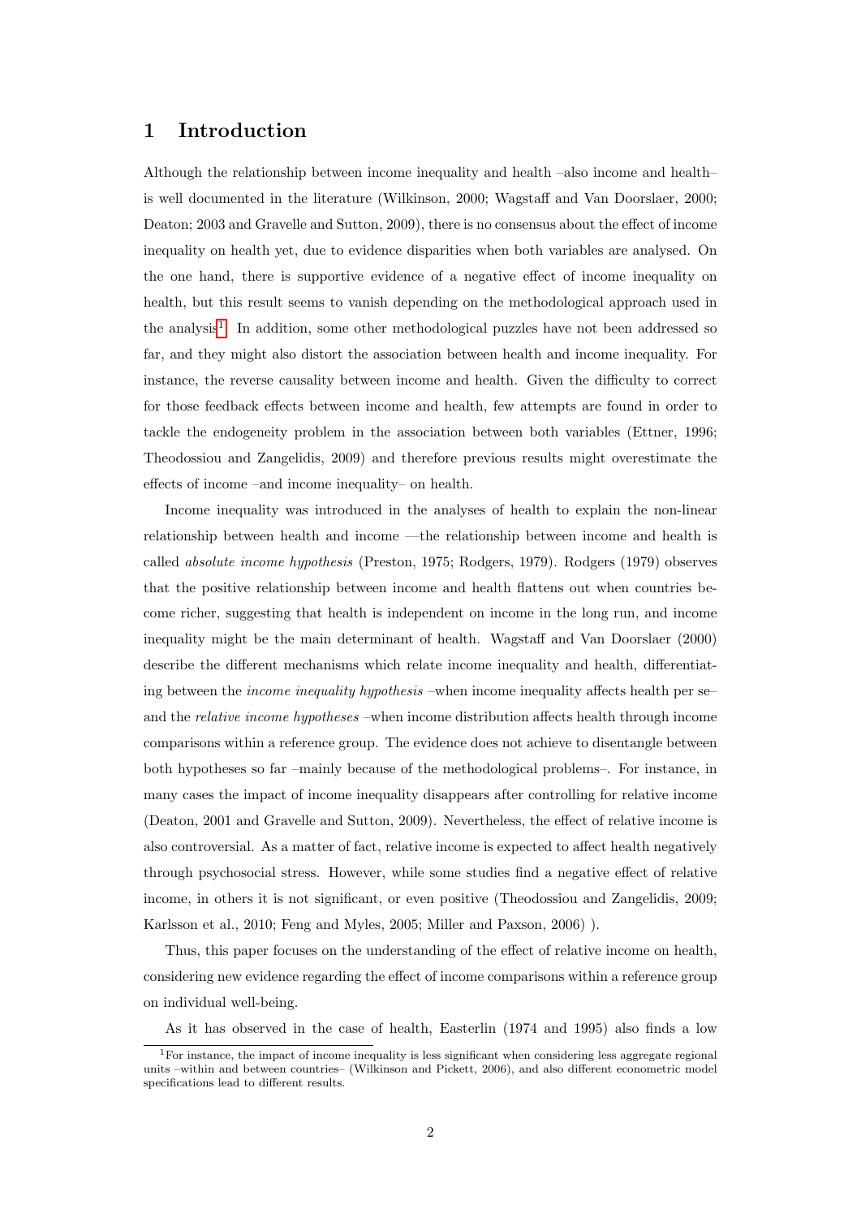# 1 Introduction

Although the relationship between income inequality and health –also income and health– is well documented in the literature (Wilkinson, 2000; Wagstaff and Van Doorslaer, 2000; Deaton; 2003 and Gravelle and Sutton, 2009), there is no consensus about the effect of income inequality on health yet, due to evidence disparities when both variables are analysed. On the one hand, there is supportive evidence of a negative effect of income inequality on health, but this result seems to vanish depending on the methodological approach used in the analysis[1]. In addition, some other methodological puzzles have not been addressed so far, and they might also distort the association between health and income inequality. For instance, the reverse causality between income and health. Given the difficulty to correct for those feedback effects between income and health, few attempts are found in order to tackle the endogeneity problem in the association between both variables (Ettner, 1996; Theodossiou and Zangelidis, 2009) and therefore previous results might overestimate the effects of income –and income inequality– on health.

Income inequality was introduced in the analyses of health to explain the non-linear relationship between health and income —the relationship between income and health is called *absolute income hypothesis* (Preston, 1975; Rodgers, 1979). Rodgers (1979) observes that the positive relationship between income and health flattens out when countries become richer, suggesting that health is independent on income in the long run, and income inequality might be the main determinant of health. Wagstaff and Van Doorslaer (2000) describe the different mechanisms which relate income inequality and health, differentiating between the *income inequality hypothesis* –when income inequality affects health per se– and the *relative income hypotheses* –when income distribution affects health through income comparisons within a reference group. The evidence does not achieve to disentangle between both hypotheses so far –mainly because of the methodological problems–. For instance, in many cases the impact of income inequality disappears after controlling for relative income (Deaton, 2001 and Gravelle and Sutton, 2009). Nevertheless, the effect of relative income is also controversial. As a matter of fact, relative income is expected to affect health negatively through psychosocial stress. However, while some studies find a negative effect of relative income, in others it is not significant, or even positive (Theodossiou and Zangelidis, 2009; Karlsson et al., 2010; Feng and Myles, 2005; Miller and Paxson, 2006) ).

Thus, this paper focuses on the understanding of the effect of relative income on health, considering new evidence regarding the effect of income comparisons within a reference group on individual well-being.

As it has observed in the case of health, Easterlin (1974 and 1995) also finds a low

[1] For instance, the impact of income inequality is less significant when considering less aggregate regional units –within and between countries– (Wilkinson and Pickett, 2006), and also different econometric model specifications lead to different results.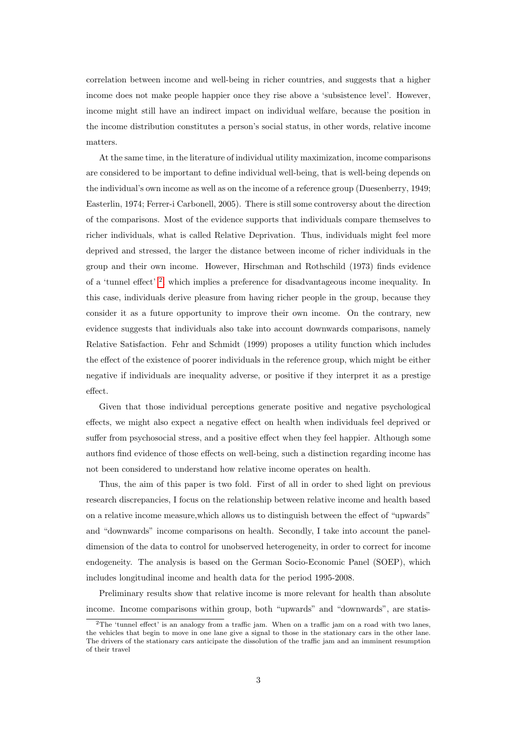correlation between income and well-being in richer countries, and suggests that a higher income does not make people happier once they rise above a 'subsistence level'. However, income might still have an indirect impact on individual welfare, because the position in the income distribution constitutes a person's social status, in other words, relative income matters.

At the same time, in the literature of individual utility maximization, income comparisons are considered to be important to define individual well-being, that is well-being depends on the individual's own income as well as on the income of a reference group (Duesenberry, 1949; Easterlin, 1974; Ferrer-i Carbonell, 2005). There is still some controversy about the direction of the comparisons. Most of the evidence supports that individuals compare themselves to richer individuals, what is called Relative Deprivation. Thus, individuals might feel more deprived and stressed, the larger the distance between income of richer individuals in the group and their own income. However, Hirschman and Rothschild (1973) finds evidence of a 'tunnel effect' [2] which implies a preference for disadvantageous income inequality. In this case, individuals derive pleasure from having richer people in the group, because they consider it as a future opportunity to improve their own income. On the contrary, new evidence suggests that individuals also take into account downwards comparisons, namely Relative Satisfaction. Fehr and Schmidt (1999) proposes a utility function which includes the effect of the existence of poorer individuals in the reference group, which might be either negative if individuals are inequality adverse, or positive if they interpret it as a prestige effect.

Given that those individual perceptions generate positive and negative psychological effects, we might also expect a negative effect on health when individuals feel deprived or suffer from psychosocial stress, and a positive effect when they feel happier. Although some authors find evidence of those effects on well-being, such a distinction regarding income has not been considered to understand how relative income operates on health.

Thus, the aim of this paper is two fold. First of all in order to shed light on previous research discrepancies, I focus on the relationship between relative income and health based on a relative income measure,which allows us to distinguish between the effect of "upwards" and "downwards" income comparisons on health. Secondly, I take into account the panel-dimension of the data to control for unobserved heterogeneity, in order to correct for income endogeneity. The analysis is based on the German Socio-Economic Panel (SOEP), which includes longitudinal income and health data for the period 1995-2008.

Preliminary results show that relative income is more relevant for health than absolute income. Income comparisons within group, both "upwards" and "downwards", are statis-

[2] The 'tunnel effect' is an analogy from a traffic jam. When on a traffic jam on a road with two lanes, the vehicles that begin to move in one lane give a signal to those in the stationary cars in the other lane. The drivers of the stationary cars anticipate the dissolution of the traffic jam and an imminent resumption of their travel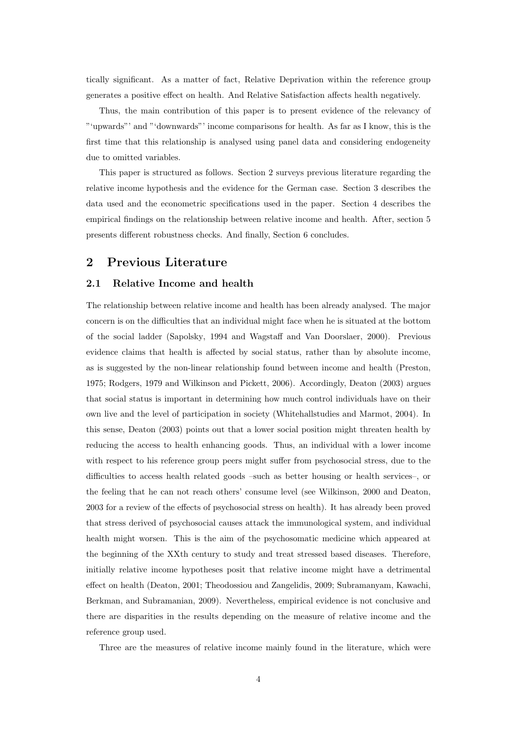tically significant. As a matter of fact, Relative Deprivation within the reference group generates a positive effect on health. And Relative Satisfaction affects health negatively.

Thus, the main contribution of this paper is to present evidence of the relevancy of "'upwards"' and "'downwards"' income comparisons for health. As far as I know, this is the first time that this relationship is analysed using panel data and considering endogeneity due to omitted variables.

This paper is structured as follows. Section 2 surveys previous literature regarding the relative income hypothesis and the evidence for the German case. Section 3 describes the data used and the econometric specifications used in the paper. Section 4 describes the empirical findings on the relationship between relative income and health. After, section 5 presents different robustness checks. And finally, Section 6 concludes.

## 2 Previous Literature

### 2.1 Relative Income and health

The relationship between relative income and health has been already analysed. The major concern is on the difficulties that an individual might face when he is situated at the bottom of the social ladder (Sapolsky, 1994 and Wagstaff and Van Doorslaer, 2000). Previous evidence claims that health is affected by social status, rather than by absolute income, as is suggested by the non-linear relationship found between income and health (Preston, 1975; Rodgers, 1979 and Wilkinson and Pickett, 2006). Accordingly, Deaton (2003) argues that social status is important in determining how much control individuals have on their own live and the level of participation in society (Whitehallstudies and Marmot, 2004). In this sense, Deaton (2003) points out that a lower social position might threaten health by reducing the access to health enhancing goods. Thus, an individual with a lower income with respect to his reference group peers might suffer from psychosocial stress, due to the difficulties to access health related goods –such as better housing or health services–, or the feeling that he can not reach others' consume level (see Wilkinson, 2000 and Deaton, 2003 for a review of the effects of psychosocial stress on health). It has already been proved that stress derived of psychosocial causes attack the immunological system, and individual health might worsen. This is the aim of the psychosomatic medicine which appeared at the beginning of the XXth century to study and treat stressed based diseases. Therefore, initially relative income hypotheses posit that relative income might have a detrimental effect on health (Deaton, 2001; Theodossiou and Zangelidis, 2009; Subramanyam, Kawachi, Berkman, and Subramanian, 2009). Nevertheless, empirical evidence is not conclusive and there are disparities in the results depending on the measure of relative income and the reference group used.

Three are the measures of relative income mainly found in the literature, which were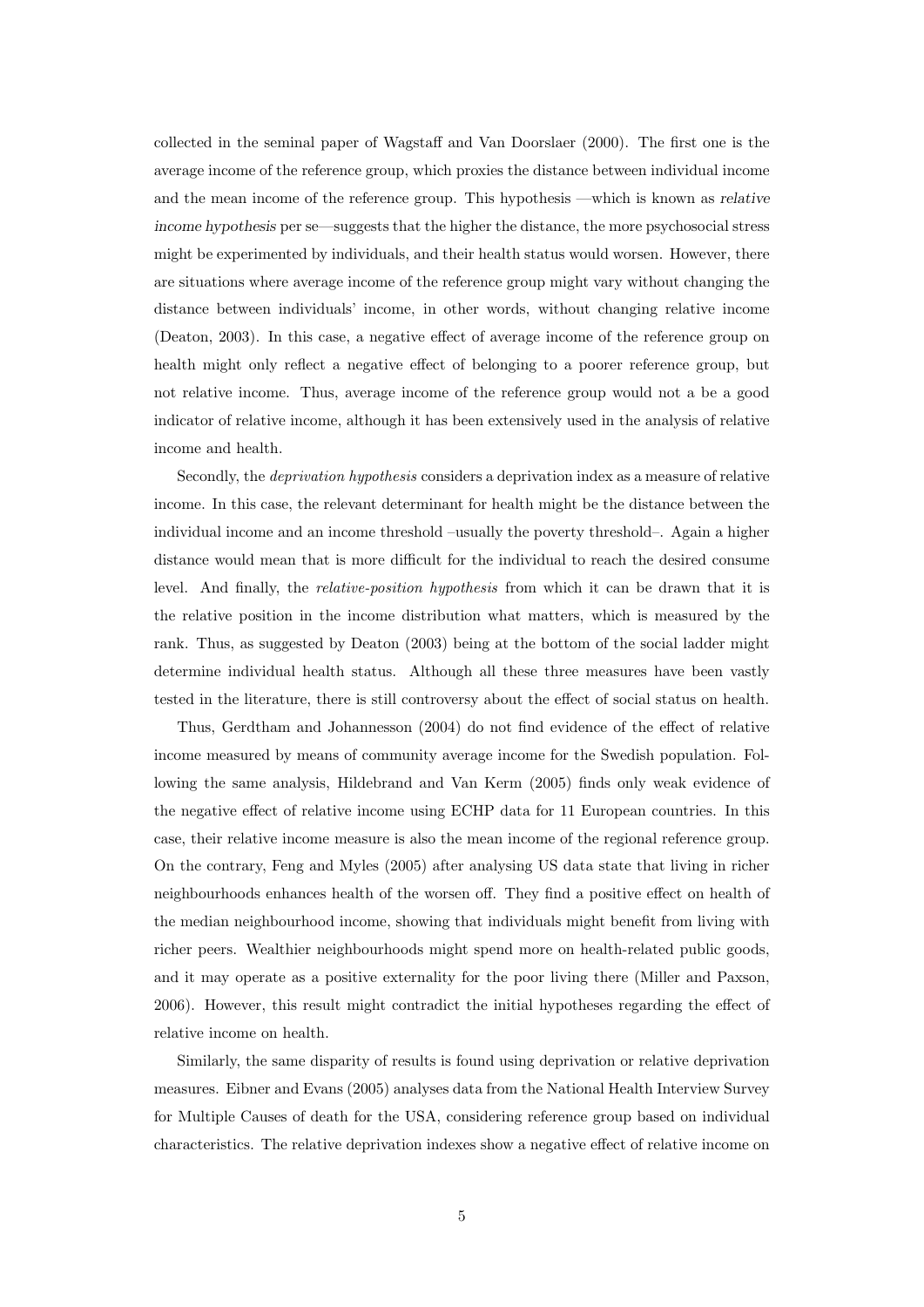collected in the seminal paper of Wagstaff and Van Doorslaer (2000). The first one is the average income of the reference group, which proxies the distance between individual income and the mean income of the reference group. This hypothesis —which is known as *relative income hypothesis* per se—suggests that the higher the distance, the more psychosocial stress might be experimented by individuals, and their health status would worsen. However, there are situations where average income of the reference group might vary without changing the distance between individuals' income, in other words, without changing relative income (Deaton, 2003). In this case, a negative effect of average income of the reference group on health might only reflect a negative effect of belonging to a poorer reference group, but not relative income. Thus, average income of the reference group would not a be a good indicator of relative income, although it has been extensively used in the analysis of relative income and health.

Secondly, the *deprivation hypothesis* considers a deprivation index as a measure of relative income. In this case, the relevant determinant for health might be the distance between the individual income and an income threshold –usually the poverty threshold–. Again a higher distance would mean that is more difficult for the individual to reach the desired consume level. And finally, the *relative-position hypothesis* from which it can be drawn that it is the relative position in the income distribution what matters, which is measured by the rank. Thus, as suggested by Deaton (2003) being at the bottom of the social ladder might determine individual health status. Although all these three measures have been vastly tested in the literature, there is still controversy about the effect of social status on health.

Thus, Gerdtham and Johannesson (2004) do not find evidence of the effect of relative income measured by means of community average income for the Swedish population. Following the same analysis, Hildebrand and Van Kerm (2005) finds only weak evidence of the negative effect of relative income using ECHP data for 11 European countries. In this case, their relative income measure is also the mean income of the regional reference group. On the contrary, Feng and Myles (2005) after analysing US data state that living in richer neighbourhoods enhances health of the worsen off. They find a positive effect on health of the median neighbourhood income, showing that individuals might benefit from living with richer peers. Wealthier neighbourhoods might spend more on health-related public goods, and it may operate as a positive externality for the poor living there (Miller and Paxson, 2006). However, this result might contradict the initial hypotheses regarding the effect of relative income on health.

Similarly, the same disparity of results is found using deprivation or relative deprivation measures. Eibner and Evans (2005) analyses data from the National Health Interview Survey for Multiple Causes of death for the USA, considering reference group based on individual characteristics. The relative deprivation indexes show a negative effect of relative income on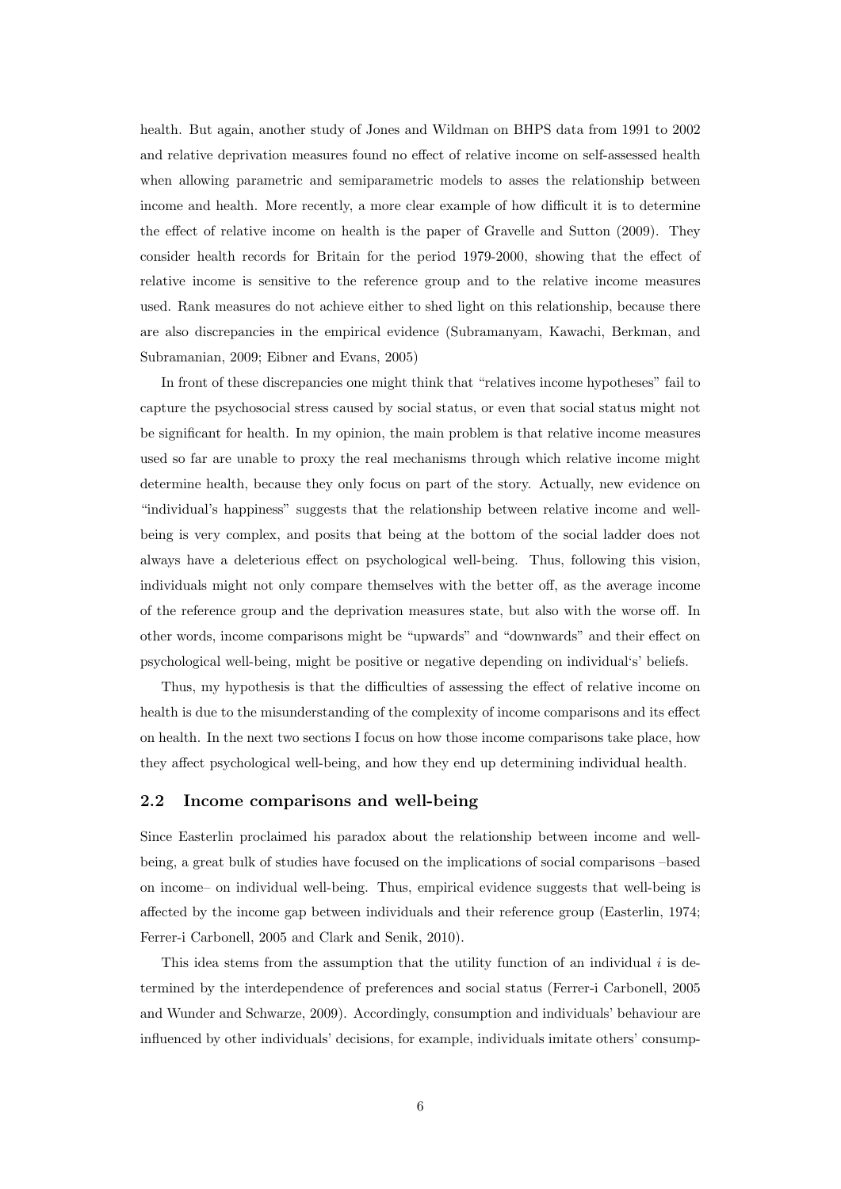health. But again, another study of Jones and Wildman on BHPS data from 1991 to 2002 and relative deprivation measures found no effect of relative income on self-assessed health when allowing parametric and semiparametric models to asses the relationship between income and health. More recently, a more clear example of how difficult it is to determine the effect of relative income on health is the paper of Gravelle and Sutton (2009). They consider health records for Britain for the period 1979-2000, showing that the effect of relative income is sensitive to the reference group and to the relative income measures used. Rank measures do not achieve either to shed light on this relationship, because there are also discrepancies in the empirical evidence (Subramanyam, Kawachi, Berkman, and Subramanian, 2009; Eibner and Evans, 2005)

In front of these discrepancies one might think that "relatives income hypotheses" fail to capture the psychosocial stress caused by social status, or even that social status might not be significant for health. In my opinion, the main problem is that relative income measures used so far are unable to proxy the real mechanisms through which relative income might determine health, because they only focus on part of the story. Actually, new evidence on "individual's happiness" suggests that the relationship between relative income and well-being is very complex, and posits that being at the bottom of the social ladder does not always have a deleterious effect on psychological well-being. Thus, following this vision, individuals might not only compare themselves with the better off, as the average income of the reference group and the deprivation measures state, but also with the worse off. In other words, income comparisons might be "upwards" and "downwards" and their effect on psychological well-being, might be positive or negative depending on individual's' beliefs.

Thus, my hypothesis is that the difficulties of assessing the effect of relative income on health is due to the misunderstanding of the complexity of income comparisons and its effect on health. In the next two sections I focus on how those income comparisons take place, how they affect psychological well-being, and how they end up determining individual health.

## 2.2 Income comparisons and well-being

Since Easterlin proclaimed his paradox about the relationship between income and well-being, a great bulk of studies have focused on the implications of social comparisons –based on income– on individual well-being. Thus, empirical evidence suggests that well-being is affected by the income gap between individuals and their reference group (Easterlin, 1974; Ferrer-i Carbonell, 2005 and Clark and Senik, 2010).

This idea stems from the assumption that the utility function of an individual $i$ is determined by the interdependence of preferences and social status (Ferrer-i Carbonell, 2005 and Wunder and Schwarze, 2009). Accordingly, consumption and individuals' behaviour are influenced by other individuals' decisions, for example, individuals imitate others' consump-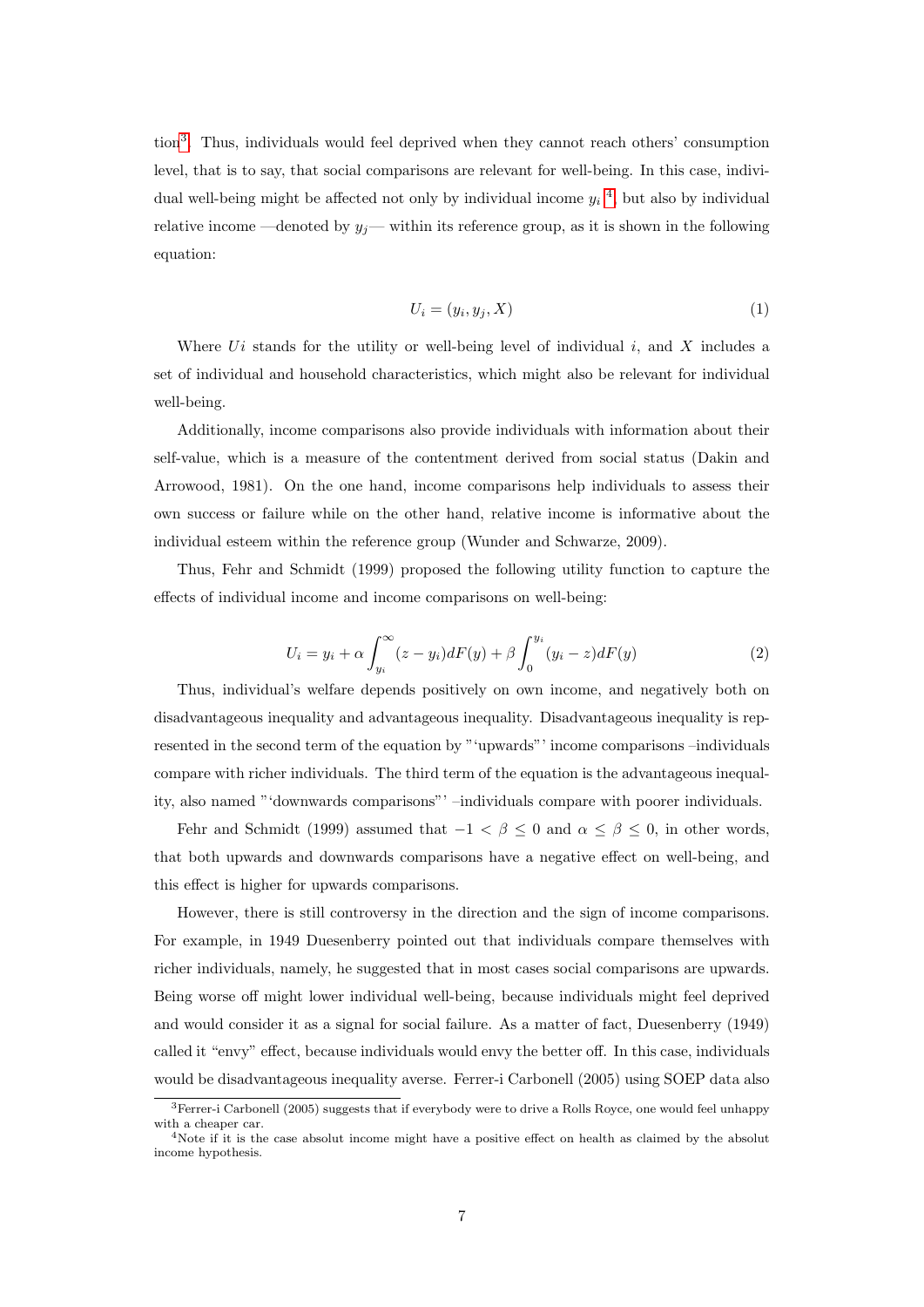tion[3]. Thus, individuals would feel deprived when they cannot reach others' consumption level, that is to say, that social comparisons are relevant for well-being. In this case, individual well-being might be affected not only by individual income $y_i$ [4], but also by individual relative income —denoted by $y_j$— within its reference group, as it is shown in the following equation:

$$U_i = (y_i, y_j, X) \tag{1}$$

Where $Ui$ stands for the utility or well-being level of individual $i$, and $X$ includes a set of individual and household characteristics, which might also be relevant for individual well-being.

Additionally, income comparisons also provide individuals with information about their self-value, which is a measure of the contentment derived from social status (Dakin and Arrowood, 1981). On the one hand, income comparisons help individuals to assess their own success or failure while on the other hand, relative income is informative about the individual esteem within the reference group (Wunder and Schwarze, 2009).

Thus, Fehr and Schmidt (1999) proposed the following utility function to capture the effects of individual income and income comparisons on well-being:

$$U_i = y_i + \alpha \int_{y_i}^{\infty} (z - y_i) dF(y) + \beta \int_{0}^{y_i} (y_i - z) dF(y) \tag{2}$$

Thus, individual's welfare depends positively on own income, and negatively both on disadvantageous inequality and advantageous inequality. Disadvantageous inequality is represented in the second term of the equation by "'upwards"' income comparisons –individuals compare with richer individuals. The third term of the equation is the advantageous inequality, also named "'downwards comparisons"' –individuals compare with poorer individuals.

Fehr and Schmidt (1999) assumed that $-1 < \beta \leq 0$ and $\alpha \leq \beta \leq 0$, in other words, that both upwards and downwards comparisons have a negative effect on well-being, and this effect is higher for upwards comparisons.

However, there is still controversy in the direction and the sign of income comparisons. For example, in 1949 Duesenberry pointed out that individuals compare themselves with richer individuals, namely, he suggested that in most cases social comparisons are upwards. Being worse off might lower individual well-being, because individuals might feel deprived and would consider it as a signal for social failure. As a matter of fact, Duesenberry (1949) called it "envy" effect, because individuals would envy the better off. In this case, individuals would be disadvantageous inequality averse. Ferrer-i Carbonell (2005) using SOEP data also

[3] Ferrer-i Carbonell (2005) suggests that if everybody were to drive a Rolls Royce, one would feel unhappy with a cheaper car.

[4] Note if it is the case absolut income might have a positive effect on health as claimed by the absolut income hypothesis.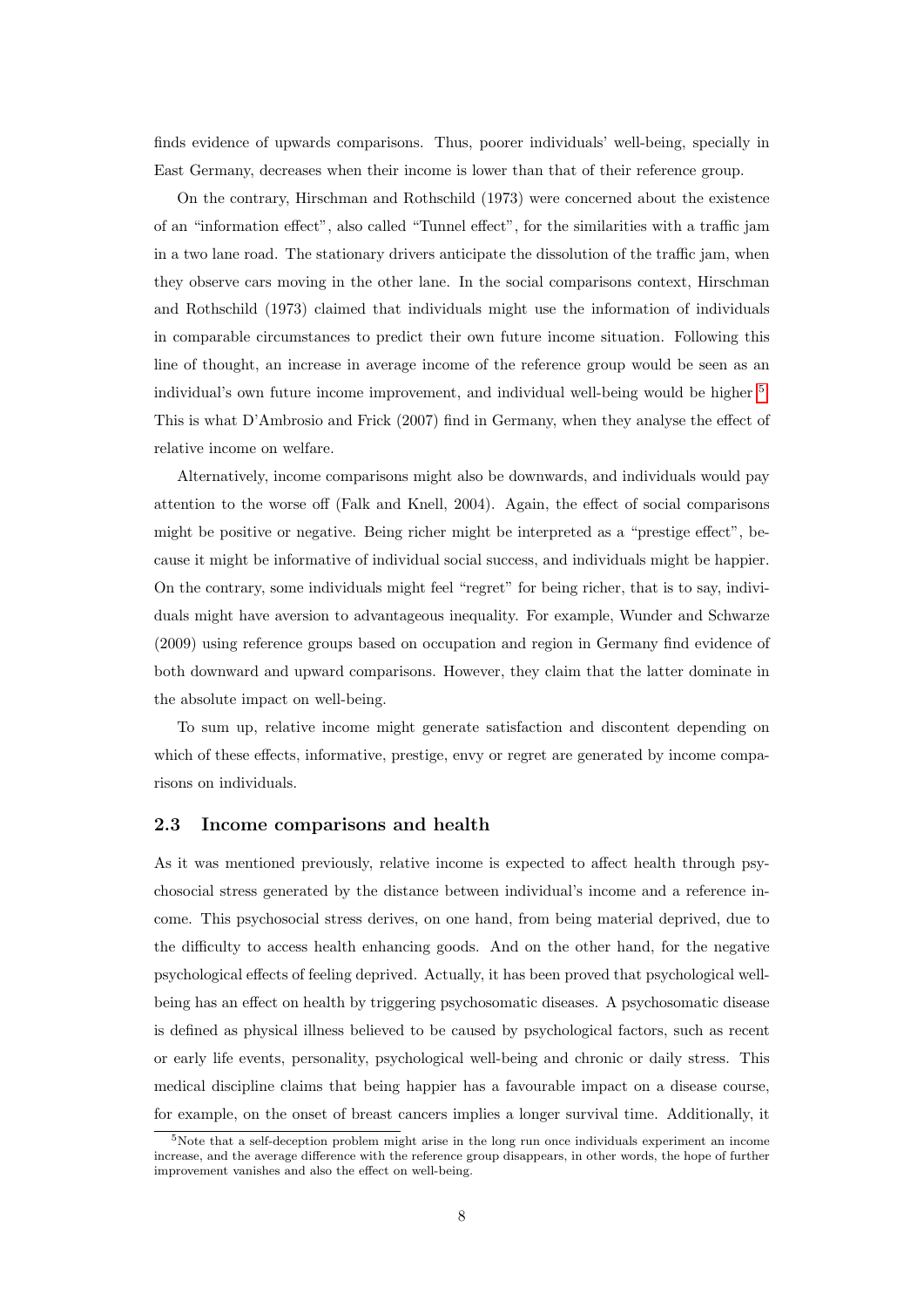finds evidence of upwards comparisons. Thus, poorer individuals' well-being, specially in East Germany, decreases when their income is lower than that of their reference group.

On the contrary, Hirschman and Rothschild (1973) were concerned about the existence of an "information effect", also called "Tunnel effect", for the similarities with a traffic jam in a two lane road. The stationary drivers anticipate the dissolution of the traffic jam, when they observe cars moving in the other lane. In the social comparisons context, Hirschman and Rothschild (1973) claimed that individuals might use the information of individuals in comparable circumstances to predict their own future income situation. Following this line of thought, an increase in average income of the reference group would be seen as an individual's own future income improvement, and individual well-being would be higher [5]. This is what D'Ambrosio and Frick (2007) find in Germany, when they analyse the effect of relative income on welfare.

Alternatively, income comparisons might also be downwards, and individuals would pay attention to the worse off (Falk and Knell, 2004). Again, the effect of social comparisons might be positive or negative. Being richer might be interpreted as a "prestige effect", because it might be informative of individual social success, and individuals might be happier. On the contrary, some individuals might feel "regret" for being richer, that is to say, individuals might have aversion to advantageous inequality. For example, Wunder and Schwarze (2009) using reference groups based on occupation and region in Germany find evidence of both downward and upward comparisons. However, they claim that the latter dominate in the absolute impact on well-being.

To sum up, relative income might generate satisfaction and discontent depending on which of these effects, informative, prestige, envy or regret are generated by income comparisons on individuals.

### 2.3 Income comparisons and health

As it was mentioned previously, relative income is expected to affect health through psychosocial stress generated by the distance between individual's income and a reference income. This psychosocial stress derives, on one hand, from being material deprived, due to the difficulty to access health enhancing goods. And on the other hand, for the negative psychological effects of feeling deprived. Actually, it has been proved that psychological well-being has an effect on health by triggering psychosomatic diseases. A psychosomatic disease is defined as physical illness believed to be caused by psychological factors, such as recent or early life events, personality, psychological well-being and chronic or daily stress. This medical discipline claims that being happier has a favourable impact on a disease course, for example, on the onset of breast cancers implies a longer survival time. Additionally, it

[5] Note that a self-deception problem might arise in the long run once individuals experiment an income increase, and the average difference with the reference group disappears, in other words, the hope of further improvement vanishes and also the effect on well-being.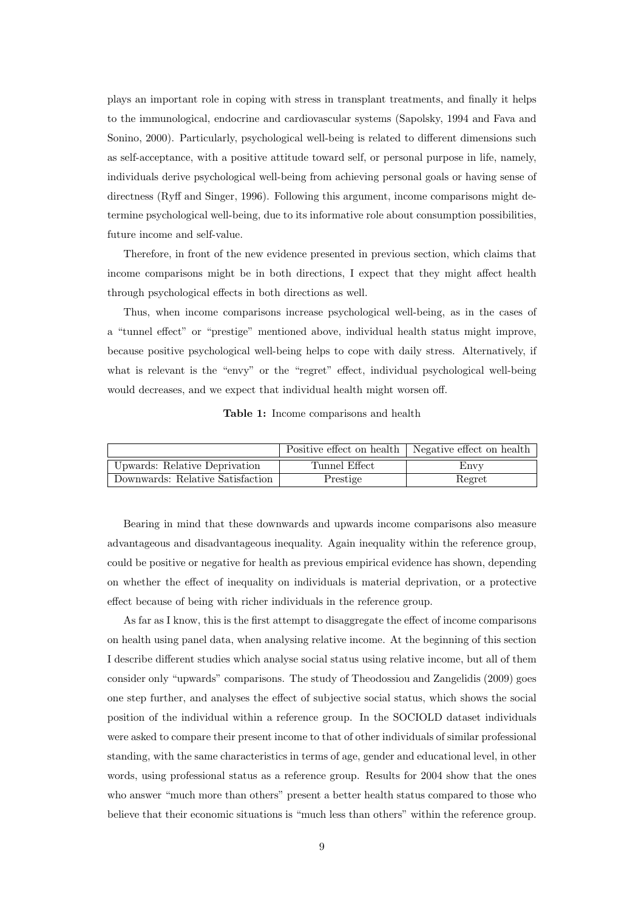plays an important role in coping with stress in transplant treatments, and finally it helps to the immunological, endocrine and cardiovascular systems (Sapolsky, 1994 and Fava and Sonino, 2000). Particularly, psychological well-being is related to different dimensions such as self-acceptance, with a positive attitude toward self, or personal purpose in life, namely, individuals derive psychological well-being from achieving personal goals or having sense of directness (Ryff and Singer, 1996). Following this argument, income comparisons might determine psychological well-being, due to its informative role about consumption possibilities, future income and self-value.

Therefore, in front of the new evidence presented in previous section, which claims that income comparisons might be in both directions, I expect that they might affect health through psychological effects in both directions as well.

Thus, when income comparisons increase psychological well-being, as in the cases of a "tunnel effect" or "prestige" mentioned above, individual health status might improve, because positive psychological well-being helps to cope with daily stress. Alternatively, if what is relevant is the "envy" or the "regret" effect, individual psychological well-being would decreases, and we expect that individual health might worsen off.

**Table 1:** Income comparisons and health

| | Positive effect on health | Negative effect on health |
|---|---|---|
| Upwards: Relative Deprivation | Tunnel Effect | Envy |
| Downwards: Relative Satisfaction | Prestige | Regret |

Bearing in mind that these downwards and upwards income comparisons also measure advantageous and disadvantageous inequality. Again inequality within the reference group, could be positive or negative for health as previous empirical evidence has shown, depending on whether the effect of inequality on individuals is material deprivation, or a protective effect because of being with richer individuals in the reference group.

As far as I know, this is the first attempt to disaggregate the effect of income comparisons on health using panel data, when analysing relative income. At the beginning of this section I describe different studies which analyse social status using relative income, but all of them consider only "upwards" comparisons. The study of Theodossiou and Zangelidis (2009) goes one step further, and analyses the effect of subjective social status, which shows the social position of the individual within a reference group. In the SOCIOLD dataset individuals were asked to compare their present income to that of other individuals of similar professional standing, with the same characteristics in terms of age, gender and educational level, in other words, using professional status as a reference group. Results for 2004 show that the ones who answer "much more than others" present a better health status compared to those who believe that their economic situations is "much less than others" within the reference group.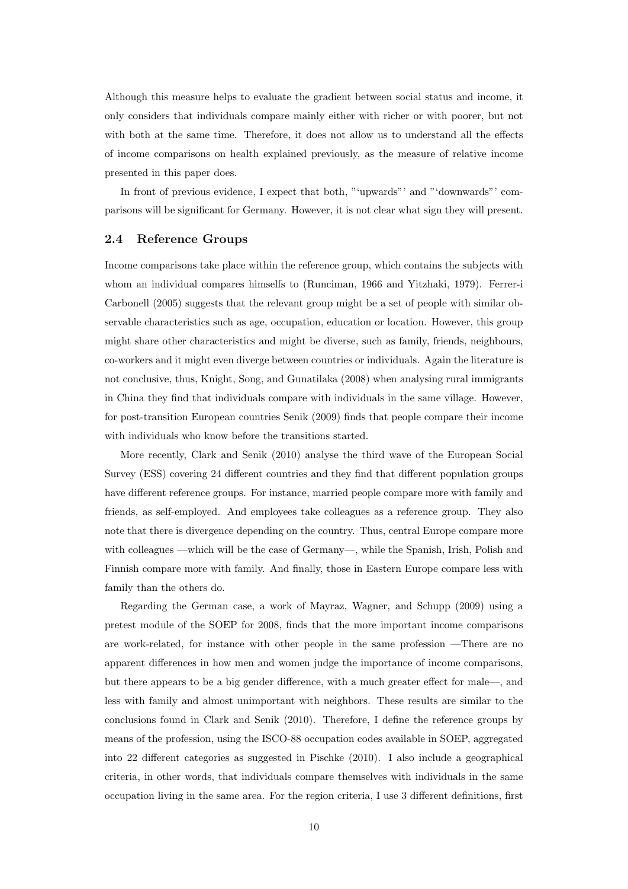Although this measure helps to evaluate the gradient between social status and income, it only considers that individuals compare mainly either with richer or with poorer, but not with both at the same time. Therefore, it does not allow us to understand all the effects of income comparisons on health explained previously, as the measure of relative income presented in this paper does.

In front of previous evidence, I expect that both, "'upwards"' and "'downwards"' comparisons will be significant for Germany. However, it is not clear what sign they will present.

### 2.4 Reference Groups

Income comparisons take place within the reference group, which contains the subjects with whom an individual compares himselfs to (Runciman, 1966 and Yitzhaki, 1979). Ferrer-i Carbonell (2005) suggests that the relevant group might be a set of people with similar observable characteristics such as age, occupation, education or location. However, this group might share other characteristics and might be diverse, such as family, friends, neighbours, co-workers and it might even diverge between countries or individuals. Again the literature is not conclusive, thus, Knight, Song, and Gunatilaka (2008) when analysing rural immigrants in China they find that individuals compare with individuals in the same village. However, for post-transition European countries Senik (2009) finds that people compare their income with individuals who know before the transitions started.

More recently, Clark and Senik (2010) analyse the third wave of the European Social Survey (ESS) covering 24 different countries and they find that different population groups have different reference groups. For instance, married people compare more with family and friends, as self-employed. And employees take colleagues as a reference group. They also note that there is divergence depending on the country. Thus, central Europe compare more with colleagues —which will be the case of Germany—, while the Spanish, Irish, Polish and Finnish compare more with family. And finally, those in Eastern Europe compare less with family than the others do.

Regarding the German case, a work of Mayraz, Wagner, and Schupp (2009) using a pretest module of the SOEP for 2008, finds that the more important income comparisons are work-related, for instance with other people in the same profession —There are no apparent differences in how men and women judge the importance of income comparisons, but there appears to be a big gender difference, with a much greater effect for male—, and less with family and almost unimportant with neighbors. These results are similar to the conclusions found in Clark and Senik (2010). Therefore, I define the reference groups by means of the profession, using the ISCO-88 occupation codes available in SOEP, aggregated into 22 different categories as suggested in Pischke (2010). I also include a geographical criteria, in other words, that individuals compare themselves with individuals in the same occupation living in the same area. For the region criteria, I use 3 different definitions, first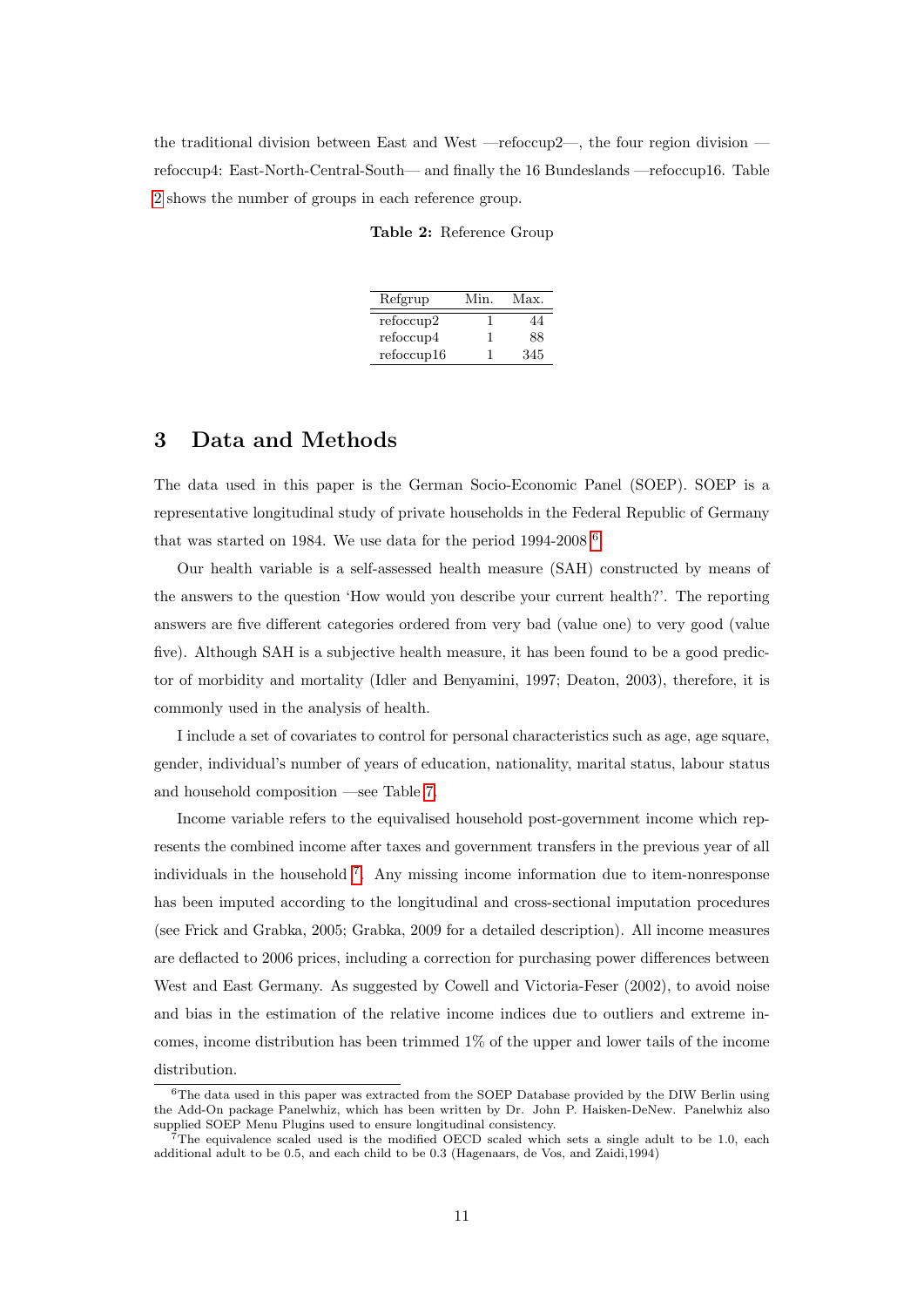the traditional division between East and West —refoccup2—, the four region division —refoccup4: East-North-Central-South— and finally the 16 Bundeslands —refoccup16. Table 2 shows the number of groups in each reference group.

**Table 2:** Reference Group

| Refgrup | Min. | Max. |
|---|---|---|
| refoccup2 | 1 | 44 |
| refoccup4 | 1 | 88 |
| refoccup16 | 1 | 345 |

# 3 Data and Methods

The data used in this paper is the German Socio-Economic Panel (SOEP). SOEP is a representative longitudinal study of private households in the Federal Republic of Germany that was started on 1984. We use data for the period 1994-2008 [6].

Our health variable is a self-assessed health measure (SAH) constructed by means of the answers to the question 'How would you describe your current health?'. The reporting answers are five different categories ordered from very bad (value one) to very good (value five). Although SAH is a subjective health measure, it has been found to be a good predictor of morbidity and mortality (Idler and Benyamini, 1997; Deaton, 2003), therefore, it is commonly used in the analysis of health.

I include a set of covariates to control for personal characteristics such as age, age square, gender, individual's number of years of education, nationality, marital status, labour status and household composition —see Table 7.

Income variable refers to the equivalised household post-government income which represents the combined income after taxes and government transfers in the previous year of all individuals in the household [7]. Any missing income information due to item-nonresponse has been imputed according to the longitudinal and cross-sectional imputation procedures (see Frick and Grabka, 2005; Grabka, 2009 for a detailed description). All income measures are deflacted to 2006 prices, including a correction for purchasing power differences between West and East Germany. As suggested by Cowell and Victoria-Feser (2002), to avoid noise and bias in the estimation of the relative income indices due to outliers and extreme incomes, income distribution has been trimmed 1% of the upper and lower tails of the income distribution.

[6] The data used in this paper was extracted from the SOEP Database provided by the DIW Berlin using the Add-On package Panelwhiz, which has been written by Dr. John P. Haisken-DeNew. Panelwhiz also supplied SOEP Menu Plugins used to ensure longitudinal consistency.

[7] The equivalence scaled used is the modified OECD scaled which sets a single adult to be 1.0, each additional adult to be 0.5, and each child to be 0.3 (Hagenaars, de Vos, and Zaidi,1994)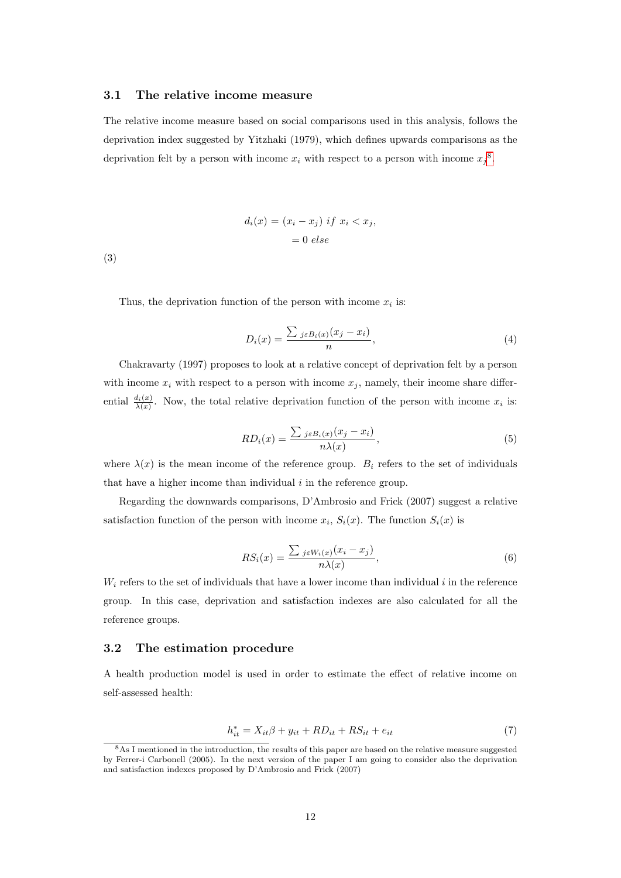### 3.1 The relative income measure

The relative income measure based on social comparisons used in this analysis, follows the deprivation index suggested by Yitzhaki (1979), which defines upwards comparisons as the deprivation felt by a person with income $x_i$ with respect to a person with income $x_j$[8].

$$
\begin{aligned}
d_i(x) &= (x_i - x_j) \ if \ x_i < x_j, \\
&= 0 \ else
\end{aligned}
\tag{3}
$$

Thus, the deprivation function of the person with income $x_i$ is:

$$
D_i(x) = \frac{\sum_{j \varepsilon B_i(x)} (x_j - x_i)}{n}, \tag{4}
$$

Chakravarty (1997) proposes to look at a relative concept of deprivation felt by a person with income $x_i$ with respect to a person with income $x_j$, namely, their income share differential $\frac{d_i(x)}{\lambda(x)}$. Now, the total relative deprivation function of the person with income $x_i$ is:

$$
RD_i(x) = \frac{\sum_{j \varepsilon B_i(x)} (x_j - x_i)}{n\lambda(x)}, \tag{5}
$$

where $\lambda(x)$ is the mean income of the reference group. $B_i$ refers to the set of individuals that have a higher income than individual $i$ in the reference group.

Regarding the downwards comparisons, D'Ambrosio and Frick (2007) suggest a relative satisfaction function of the person with income $x_i$, $S_i(x)$. The function $S_i(x)$ is

$$
RS_i(x) = \frac{\sum_{j \varepsilon W_i(x)} (x_i - x_j)}{n\lambda(x)}, \tag{6}
$$

$W_i$ refers to the set of individuals that have a lower income than individual $i$ in the reference group. In this case, deprivation and satisfaction indexes are also calculated for all the reference groups.

### 3.2 The estimation procedure

A health production model is used in order to estimate the effect of relative income on self-assessed health:

$$
h^*_{it} = X_{it}\beta + y_{it} + RD_{it} + RS_{it} + e_{it} \tag{7}
$$

[8] As I mentioned in the introduction, the results of this paper are based on the relative measure suggested by Ferrer-i Carbonell (2005). In the next version of the paper I am going to consider also the deprivation and satisfaction indexes proposed by D'Ambrosio and Frick (2007)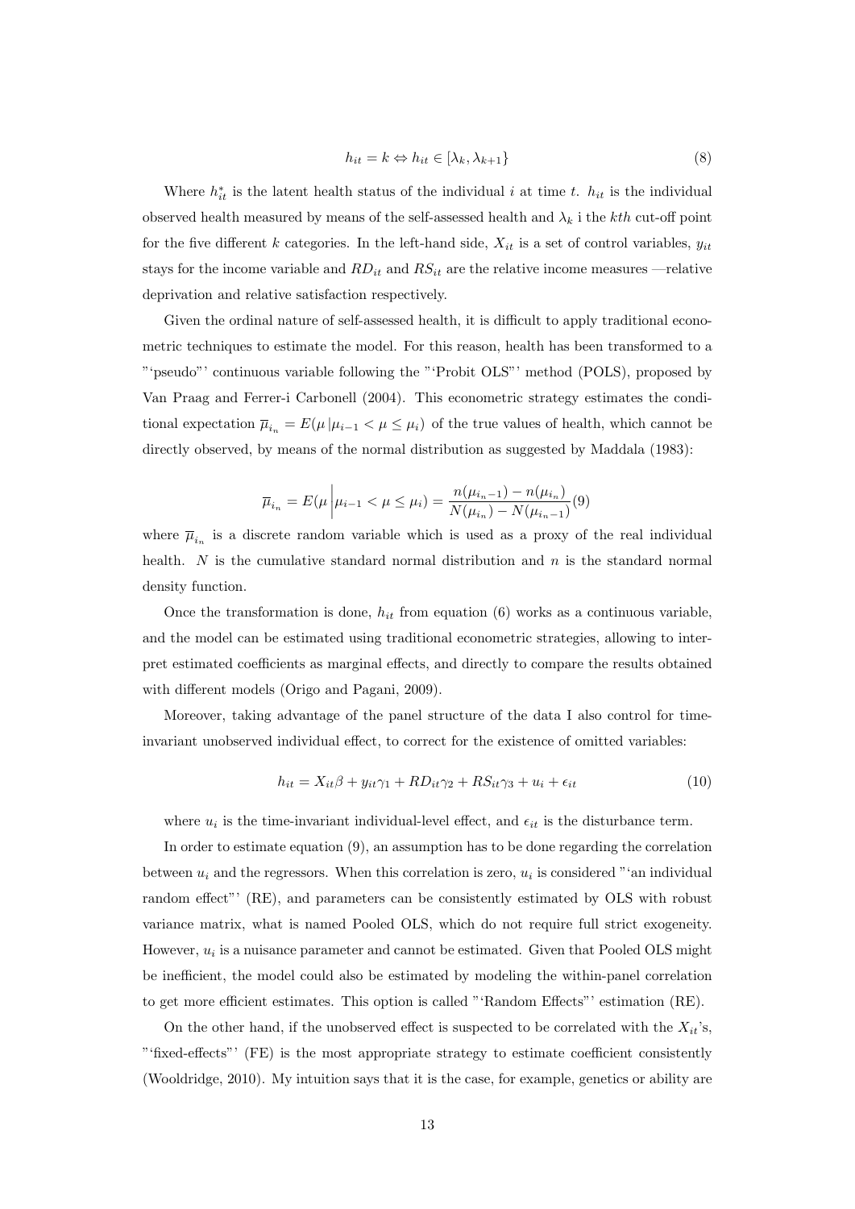$$h_{it} = k \Leftrightarrow h_{it} \in [\lambda_k, \lambda_{k+1}\} \tag{8}$$

Where $h^*_{it}$ is the latent health status of the individual $i$ at time $t$. $h_{it}$ is the individual observed health measured by means of the self-assessed health and $\lambda_k$ i the $kth$ cut-off point for the five different $k$ categories. In the left-hand side, $X_{it}$ is a set of control variables, $y_{it}$ stays for the income variable and $RD_{it}$ and $RS_{it}$ are the relative income measures —relative deprivation and relative satisfaction respectively.

Given the ordinal nature of self-assessed health, it is difficult to apply traditional econometric techniques to estimate the model. For this reason, health has been transformed to a "'pseudo"' continuous variable following the "'Probit OLS"' method (POLS), proposed by Van Praag and Ferrer-i Carbonell (2004). This econometric strategy estimates the conditional expectation $\overline{\mu}_{i_n} = E(\mu \,|\mu_{i-1} < \mu \leq \mu_i)$ of the true values of health, which cannot be directly observed, by means of the normal distribution as suggested by Maddala (1983):

$$\overline{\mu}_{i_n} = E(\mu \left|\mu_{i-1} < \mu \leq \mu_i\right.) = \frac{n(\mu_{i_n-1}) - n(\mu_{i_n})}{N(\mu_{i_n}) - N(\mu_{i_n-1})} \tag{9}$$

where $\overline{\mu}_{i_n}$ is a discrete random variable which is used as a proxy of the real individual health. $N$ is the cumulative standard normal distribution and $n$ is the standard normal density function.

Once the transformation is done, $h_{it}$ from equation (6) works as a continuous variable, and the model can be estimated using traditional econometric strategies, allowing to interpret estimated coefficients as marginal effects, and directly to compare the results obtained with different models (Origo and Pagani, 2009).

Moreover, taking advantage of the panel structure of the data I also control for time-invariant unobserved individual effect, to correct for the existence of omitted variables:

$$h_{it} = X_{it}\beta + y_{it}\gamma_1 + RD_{it}\gamma_2 + RS_{it}\gamma_3 + u_i + \epsilon_{it} \tag{10}$$

where $u_i$ is the time-invariant individual-level effect, and $\epsilon_{it}$ is the disturbance term.

In order to estimate equation (9), an assumption has to be done regarding the correlation between $u_i$ and the regressors. When this correlation is zero, $u_i$ is considered "'an individual random effect"' (RE), and parameters can be consistently estimated by OLS with robust variance matrix, what is named Pooled OLS, which do not require full strict exogeneity. However, $u_i$ is a nuisance parameter and cannot be estimated. Given that Pooled OLS might be inefficient, the model could also be estimated by modeling the within-panel correlation to get more efficient estimates. This option is called "'Random Effects"' estimation (RE).

On the other hand, if the unobserved effect is suspected to be correlated with the $X_{it}$'s, "'fixed-effects"' (FE) is the most appropriate strategy to estimate coefficient consistently (Wooldridge, 2010). My intuition says that it is the case, for example, genetics or ability are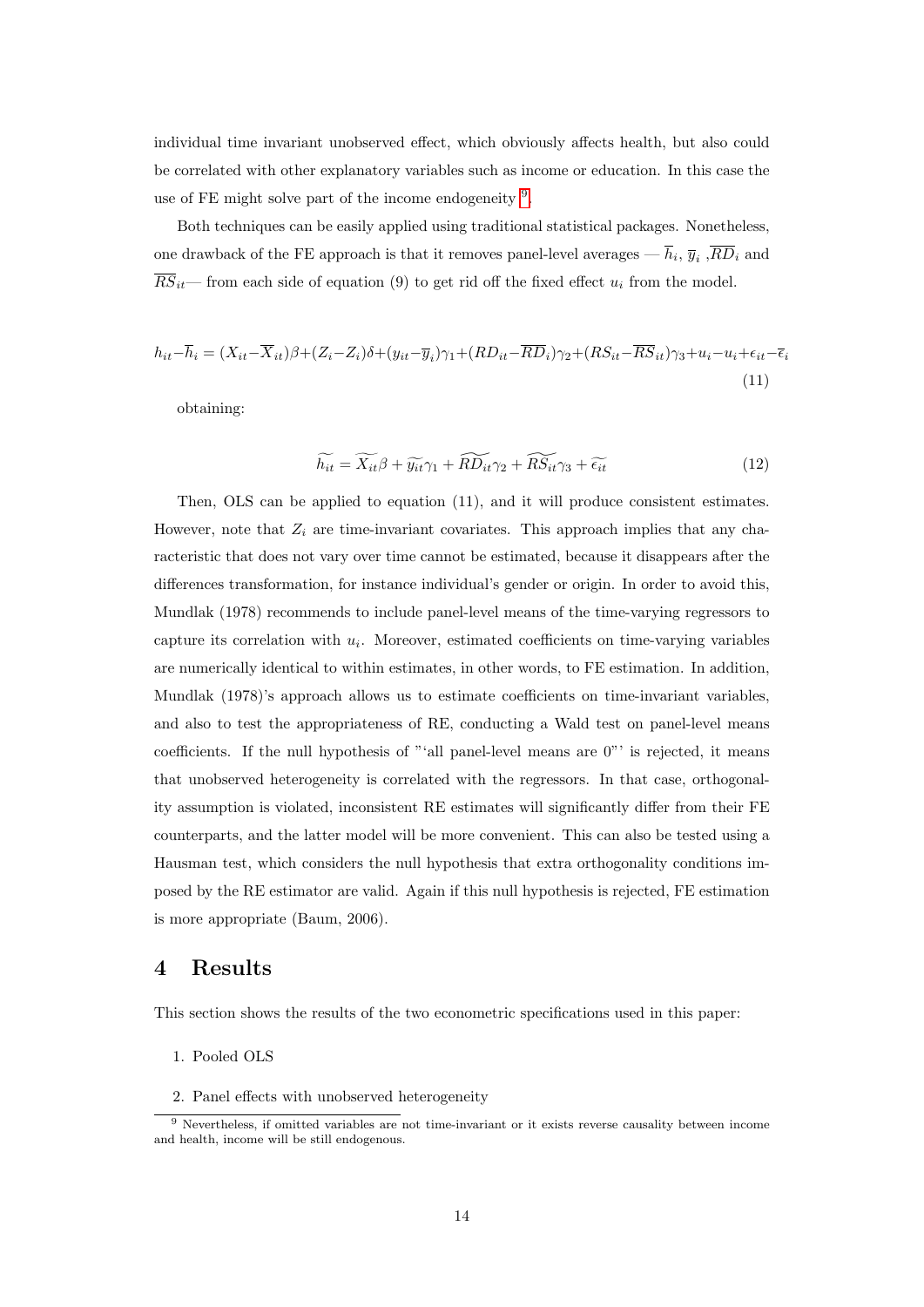individual time invariant unobserved effect, which obviously affects health, but also could be correlated with other explanatory variables such as income or education. In this case the use of FE might solve part of the income endogeneity [9].

Both techniques can be easily applied using traditional statistical packages. Nonetheless, one drawback of the FE approach is that it removes panel-level averages — $\overline{h}_i$, $\overline{y}_i$ ,$\overline{RD}_i$ and $\overline{RS}_{it}$— from each side of equation (9) to get rid off the fixed effect $u_i$ from the model.

$$h_{it}-\overline{h}_i = (X_{it}-\overline{X}_{it})\beta+(Z_i-Z_i)\delta+(y_{it}-\overline{y}_i)\gamma_1+(RD_{it}-\overline{RD}_i)\gamma_2+(RS_{it}-\overline{RS}_{it})\gamma_3+u_i-u_i+\epsilon_{it}-\overline{\epsilon}_i \tag{11}$$

obtaining:

$$\widetilde{h_{it}} = \widetilde{X_{it}}\beta + \widetilde{y_{it}}\gamma_1 + \widetilde{RD_{it}}\gamma_2 + \widetilde{RS_{it}}\gamma_3 + \widetilde{\epsilon_{it}} \tag{12}$$

Then, OLS can be applied to equation (11), and it will produce consistent estimates. However, note that $Z_i$ are time-invariant covariates. This approach implies that any characteristic that does not vary over time cannot be estimated, because it disappears after the differences transformation, for instance individual's gender or origin. In order to avoid this, Mundlak (1978) recommends to include panel-level means of the time-varying regressors to capture its correlation with $u_i$. Moreover, estimated coefficients on time-varying variables are numerically identical to within estimates, in other words, to FE estimation. In addition, Mundlak (1978)'s approach allows us to estimate coefficients on time-invariant variables, and also to test the appropriateness of RE, conducting a Wald test on panel-level means coefficients. If the null hypothesis of "'all panel-level means are 0"' is rejected, it means that unobserved heterogeneity is correlated with the regressors. In that case, orthogonality assumption is violated, inconsistent RE estimates will significantly differ from their FE counterparts, and the latter model will be more convenient. This can also be tested using a Hausman test, which considers the null hypothesis that extra orthogonality conditions imposed by the RE estimator are valid. Again if this null hypothesis is rejected, FE estimation is more appropriate (Baum, 2006).

# 4 Results

This section shows the results of the two econometric specifications used in this paper:

1. Pooled OLS
2. Panel effects with unobserved heterogeneity

[9] Nevertheless, if omitted variables are not time-invariant or it exists reverse causality between income and health, income will be still endogenous.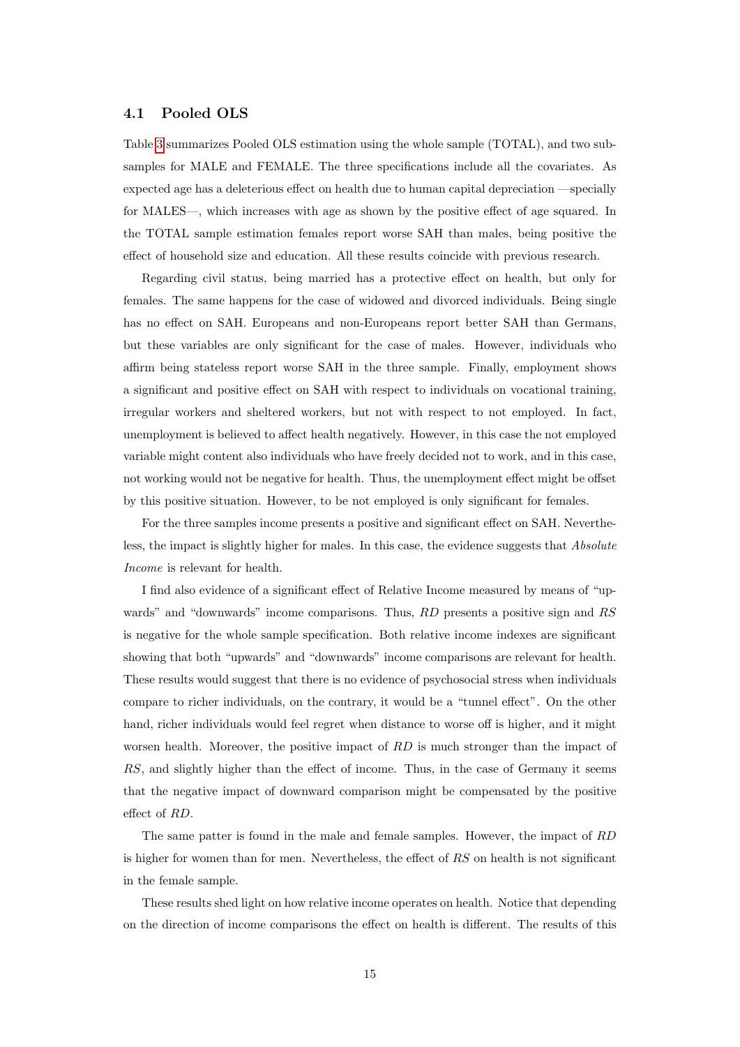### 4.1 Pooled OLS

Table 3 summarizes Pooled OLS estimation using the whole sample (TOTAL), and two subsamples for MALE and FEMALE. The three specifications include all the covariates. As expected age has a deleterious effect on health due to human capital depreciation —specially for MALES—, which increases with age as shown by the positive effect of age squared. In the TOTAL sample estimation females report worse SAH than males, being positive the effect of household size and education. All these results coincide with previous research.

Regarding civil status, being married has a protective effect on health, but only for females. The same happens for the case of widowed and divorced individuals. Being single has no effect on SAH. Europeans and non-Europeans report better SAH than Germans, but these variables are only significant for the case of males. However, individuals who affirm being stateless report worse SAH in the three sample. Finally, employment shows a significant and positive effect on SAH with respect to individuals on vocational training, irregular workers and sheltered workers, but not with respect to not employed. In fact, unemployment is believed to affect health negatively. However, in this case the not employed variable might content also individuals who have freely decided not to work, and in this case, not working would not be negative for health. Thus, the unemployment effect might be offset by this positive situation. However, to be not employed is only significant for females.

For the three samples income presents a positive and significant effect on SAH. Nevertheless, the impact is slightly higher for males. In this case, the evidence suggests that *Absolute Income* is relevant for health.

I find also evidence of a significant effect of Relative Income measured by means of "upwards" and "downwards" income comparisons. Thus, $RD$ presents a positive sign and $RS$ is negative for the whole sample specification. Both relative income indexes are significant showing that both "upwards" and "downwards" income comparisons are relevant for health. These results would suggest that there is no evidence of psychosocial stress when individuals compare to richer individuals, on the contrary, it would be a "tunnel effect". On the other hand, richer individuals would feel regret when distance to worse off is higher, and it might worsen health. Moreover, the positive impact of $RD$ is much stronger than the impact of $RS$, and slightly higher than the effect of income. Thus, in the case of Germany it seems that the negative impact of downward comparison might be compensated by the positive effect of $RD$.

The same patter is found in the male and female samples. However, the impact of $RD$ is higher for women than for men. Nevertheless, the effect of $RS$ on health is not significant in the female sample.

These results shed light on how relative income operates on health. Notice that depending on the direction of income comparisons the effect on health is different. The results of this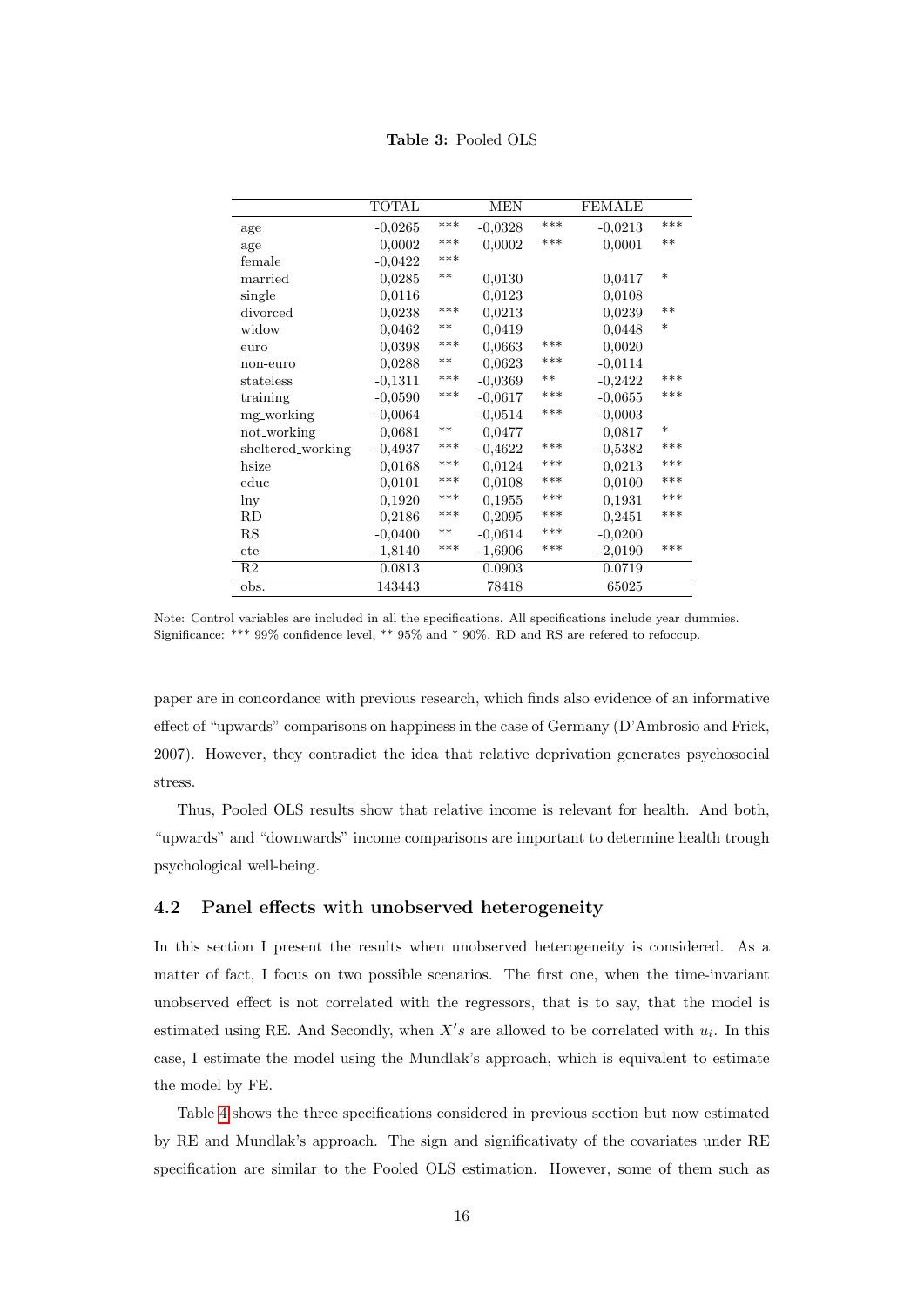**Table 3:** Pooled OLS

| | TOTAL | | MEN | | FEMALE | |
|---|---|---|---|---|---|---|
| age | -0,0265 | *** | -0,0328 | *** | -0,0213 | *** |
| age | 0,0002 | *** | 0,0002 | *** | 0,0001 | ** |
| female | -0,0422 | *** | | | | |
| married | 0,0285 | ** | 0,0130 | | 0,0417 | * |
| single | 0,0116 | | 0,0123 | | 0,0108 | |
| divorced | 0,0238 | *** | 0,0213 | | 0,0239 | ** |
| widow | 0,0462 | ** | 0,0419 | | 0,0448 | * |
| euro | 0,0398 | *** | 0,0663 | *** | 0,0020 | |
| non-euro | 0,0288 | ** | 0,0623 | *** | -0,0114 | |
| stateless | -0,1311 | *** | -0,0369 | ** | -0,2422 | *** |
| training | -0,0590 | *** | -0,0617 | *** | -0,0655 | *** |
| mg_working | -0,0064 | | -0,0514 | *** | -0,0003 | |
| not_working | 0,0681 | ** | 0,0477 | | 0,0817 | * |
| sheltered_working | -0,4937 | *** | -0,4622 | *** | -0,5382 | *** |
| hsize | 0,0168 | *** | 0,0124 | *** | 0,0213 | *** |
| educ | 0,0101 | *** | 0,0108 | *** | 0,0100 | *** |
| lny | 0,1920 | *** | 0,1955 | *** | 0,1931 | *** |
| RD | 0,2186 | *** | 0,2095 | *** | 0,2451 | *** |
| RS | -0,0400 | ** | -0,0614 | *** | -0,0200 | |
| cte | -1,8140 | *** | -1,6906 | *** | -2,0190 | *** |
| R2 | 0.0813 | | 0.0903 | | 0.0719 | |
| obs. | 143443 | | 78418 | | 65025 | |

Note: Control variables are included in all the specifications. All specifications include year dummies. Significance: *** 99% confidence level, ** 95% and * 90%. RD and RS are refered to refoccup.

paper are in concordance with previous research, which finds also evidence of an informative effect of "upwards" comparisons on happiness in the case of Germany (D'Ambrosio and Frick, 2007). However, they contradict the idea that relative deprivation generates psychosocial stress.

Thus, Pooled OLS results show that relative income is relevant for health. And both, "upwards" and "downwards" income comparisons are important to determine health trough psychological well-being.

## 4.2 Panel effects with unobserved heterogeneity

In this section I present the results when unobserved heterogeneity is considered. As a matter of fact, I focus on two possible scenarios. The first one, when the time-invariant unobserved effect is not correlated with the regressors, that is to say, that the model is estimated using RE. And Secondly, when $X's$ are allowed to be correlated with $u_i$. In this case, I estimate the model using the Mundlak's approach, which is equivalent to estimate the model by FE.

Table 4 shows the three specifications considered in previous section but now estimated by RE and Mundlak's approach. The sign and significativaty of the covariates under RE specification are similar to the Pooled OLS estimation. However, some of them such as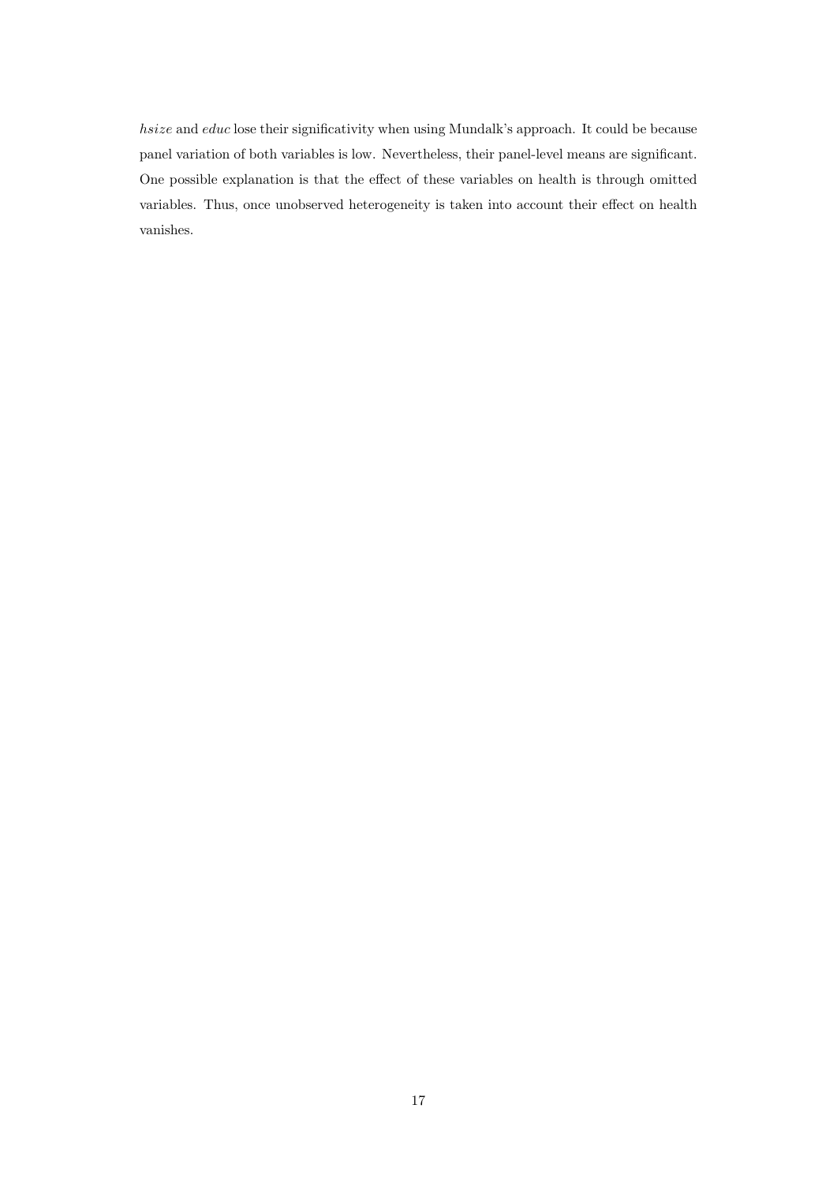*hsize* and *educ* lose their significativity when using Mundalk's approach. It could be because panel variation of both variables is low. Nevertheless, their panel-level means are significant. One possible explanation is that the effect of these variables on health is through omitted variables. Thus, once unobserved heterogeneity is taken into account their effect on health vanishes.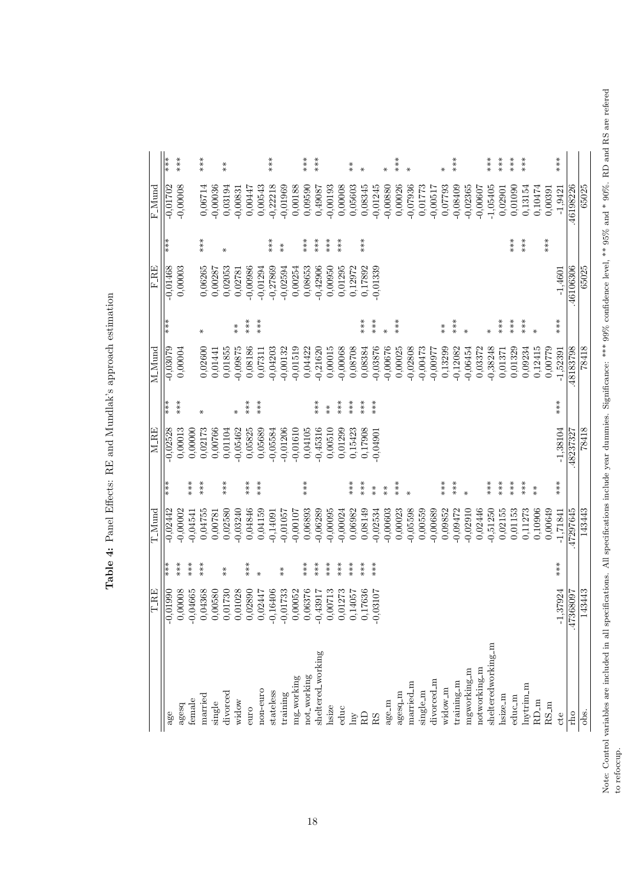**Table 4:** Panel Effects: RE and Mundlak's approach estimation

| | T_RE | | T_Mund | | M_RE | | M_Mund | | F_RE | | F_Mund | |
|---|---|---|---|---|---|---|---|---|---|---|---|---|
| age | -0,01990 | *** | -0,02442 | *** | -0,02528 | *** | -0,03079 | *** | -0,01468 | *** | -0,01702 | *** |
| agesq | 0,00008 | *** | -0,00002 | | 0,00013 | *** | 0,00004 | | 0,00003 | | -0,00008 | *** |
| female | -0,04665 | *** | -0,04541 | *** | 0,00000 | | | | | | | |
| married | 0,04368 | *** | 0,04755 | *** | 0,02173 | * | 0,02600 | * | 0,06265 | *** | 0,06714 | *** |
| single | 0,00580 | | 0,00781 | | 0,00766 | | 0,01441 | | 0,00287 | | -0,00036 | |
| divorced | 0,01730 | ** | 0,02580 | *** | 0,01104 | | 0,01855 | | 0,02053 | * | 0,03194 | ** |
| widow | 0,01028 | | -0,03240 | | -0,05462 | * | -0,09875 | ** | 0,02781 | | -0,00831 | |
| euro | 0,02890 | *** | 0,04846 | *** | 0,05825 | *** | 0,08186 | *** | -0,00986 | | 0,00447 | |
| non-euro | 0,02447 | * | 0,04159 | *** | 0,05689 | *** | 0,07311 | *** | -0,01294 | | 0,00543 | |
| stateless | -0,16406 | | -0,14091 | | -0,05584 | | -0,04203 | | -0,27869 | *** | -0,22218 | *** |
| training | -0,01733 | ** | -0,01057 | | -0,01206 | | -0,00132 | | -0,02594 | ** | -0,01969 | |
| mg_working | 0,00052 | | -0,00107 | | -0,01610 | | -0,01519 | | 0,00254 | | 0,00188 | |
| not_working | 0,06376 | *** | 0,06893 | *** | 0,04105 | | 0,04422 | | 0,08653 | *** | 0,09590 | *** |
| sheltered_working | -0,43917 | *** | -0,06289 | | -0,45316 | *** | -0,21620 | | -0,42906 | *** | 0,49087 | *** |
| hsize | 0,00713 | *** | -0,00095 | | 0,00510 | ** | 0,00015 | | 0,00950 | *** | -0,00193 | |
| educ | 0,01273 | *** | -0,00024 | | 0,01299 | *** | -0,00068 | | 0,01295 | *** | 0,00008 | |
| lny | 0,14057 | *** | 0,06982 | *** | 0,15423 | *** | 0,08708 | | 0,12972 | | 0,05603 | ** |
| RD | 0,17636 | *** | 0,08149 | *** | 0,17908 | *** | 0,08384 | *** | 0,17892 | *** | 0,08345 | * |
| RS | -0,03107 | *** | -0,02534 | ** | -0,04901 | *** | -0,03876 | *** | -0,01339 | | -0,01245 | |
| age_m | | | -0,00603 | ** | | | -0,00676 | * | | | -0,00880 | * |
| agesq_m | | | 0,00023 | *** | | | 0,00025 | *** | | | 0,00026 | *** |
| married_m | | | -0,05598 | * | | | -0,02808 | | | | -0,07936 | * |
| single_m | | | 0,00559 | | | | -0,00473 | | | | 0,01773 | |
| divorced_m | | | -0,00689 | | | | -0,00977 | | | | -0,00517 | |
| widow_m | | | 0,09852 | *** | | | 0,13299 | ** | | | 0,07793 | * |
| training_m | | | -0,09472 | *** | | | -0,12082 | *** | | | -0,08409 | *** |
| mgworking_m | | | -0,02910 | * | | | -0,06454 | * | | | -0,02365 | |
| notworking_m | | | 0,02446 | | | | 0,03372 | | | | -0,00607 | |
| shelteredworking_m | | | -0,51250 | *** | | | -0,38248 | * | | | -1,05405 | *** |
| hsize_m | | | 0,02155 | *** | | | 0,01371 | *** | | | 0,02901 | *** |
| educ_m | | | 0,01153 | *** | | | 0,01329 | *** | | *** | 0,01090 | *** |
| lnytrim_m | | | 0,11273 | *** | | | 0,09234 | *** | | *** | 0,13154 | *** |
| RD_m | | | 0,10906 | ** | | | 0,12415 | * | | | 0,10474 | |
| RS_m | | | 0,00649 | | | | 0,00779 | | | *** | 0,00391 | |
| cte | -1,37924 | *** | -1,71841 | *** | -1,38104 | *** | -1,52391 | *** | -1,4601 | | -1,9421 | *** |
| rho | .47368097 | | .47297645 | | .48237327 | | .48183798 | | .46106306 | | .46198226 | |
| obs. | 143443 | | 143443 | | 78418 | | 78418 | | 65025 | | 65025 | |

Note: Control variables are included in all specifications. All specifications include year dummies. Significance: *** 99% confidence level, ** 95% and * 90%. RD and RS are refered to refoccup.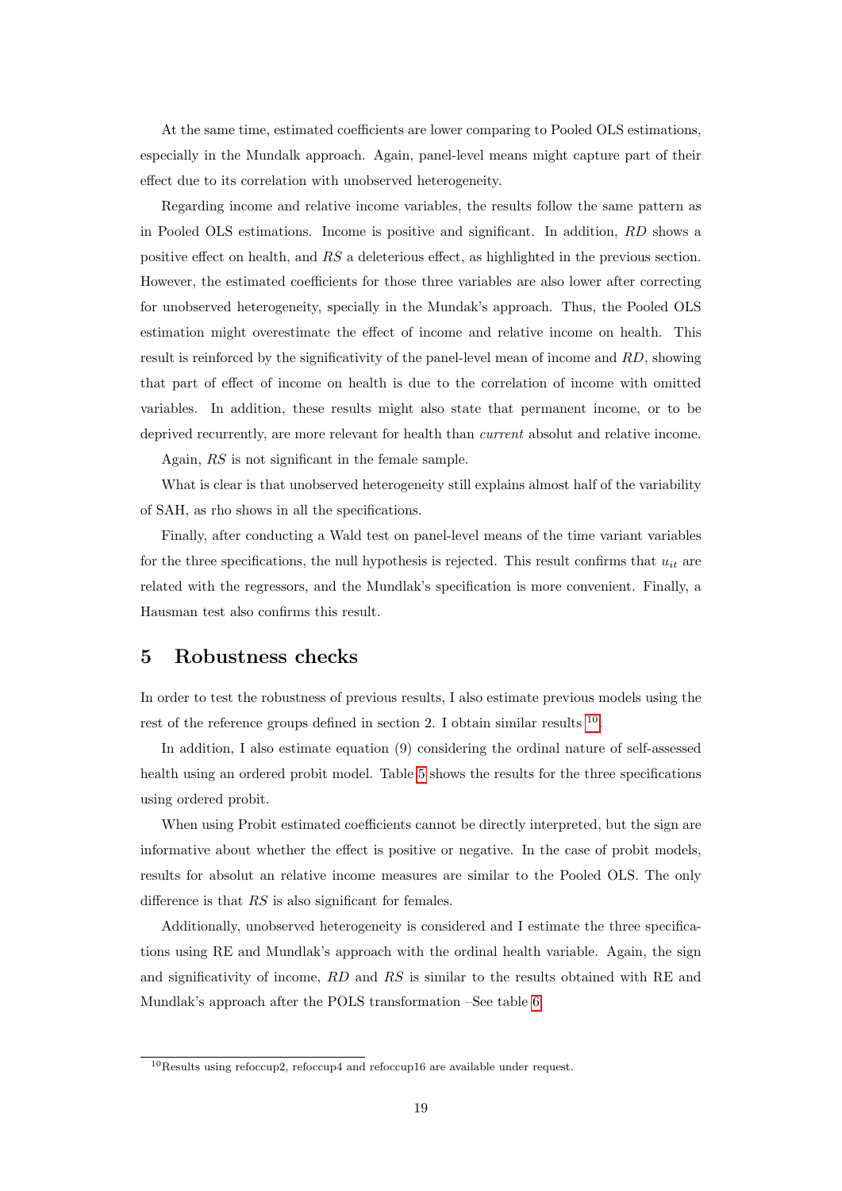At the same time, estimated coefficients are lower comparing to Pooled OLS estimations, especially in the Mundalk approach. Again, panel-level means might capture part of their effect due to its correlation with unobserved heterogeneity.

Regarding income and relative income variables, the results follow the same pattern as in Pooled OLS estimations. Income is positive and significant. In addition, *RD* shows a positive effect on health, and *RS* a deleterious effect, as highlighted in the previous section. However, the estimated coefficients for those three variables are also lower after correcting for unobserved heterogeneity, specially in the Mundak's approach. Thus, the Pooled OLS estimation might overestimate the effect of income and relative income on health. This result is reinforced by the significativity of the panel-level mean of income and *RD*, showing that part of effect of income on health is due to the correlation of income with omitted variables. In addition, these results might also state that permanent income, or to be deprived recurrently, are more relevant for health than *current* absolut and relative income.

Again, *RS* is not significant in the female sample.

What is clear is that unobserved heterogeneity still explains almost half of the variability of SAH, as rho shows in all the specifications.

Finally, after conducting a Wald test on panel-level means of the time variant variables for the three specifications, the null hypothesis is rejected. This result confirms that $u_{it}$ are related with the regressors, and the Mundlak's specification is more convenient. Finally, a Hausman test also confirms this result.

# 5 Robustness checks

In order to test the robustness of previous results, I also estimate previous models using the rest of the reference groups defined in section 2. I obtain similar results [10].

In addition, I also estimate equation (9) considering the ordinal nature of self-assessed health using an ordered probit model. Table 5 shows the results for the three specifications using ordered probit.

When using Probit estimated coefficients cannot be directly interpreted, but the sign are informative about whether the effect is positive or negative. In the case of probit models, results for absolut an relative income measures are similar to the Pooled OLS. The only difference is that *RS* is also significant for females.

Additionally, unobserved heterogeneity is considered and I estimate the three specifications using RE and Mundlak's approach with the ordinal health variable. Again, the sign and significativity of income, *RD* and *RS* is similar to the results obtained with RE and Mundlak's approach after the POLS transformation –See table 6.

[10] Results using refoccup2, refoccup4 and refoccup16 are available under request.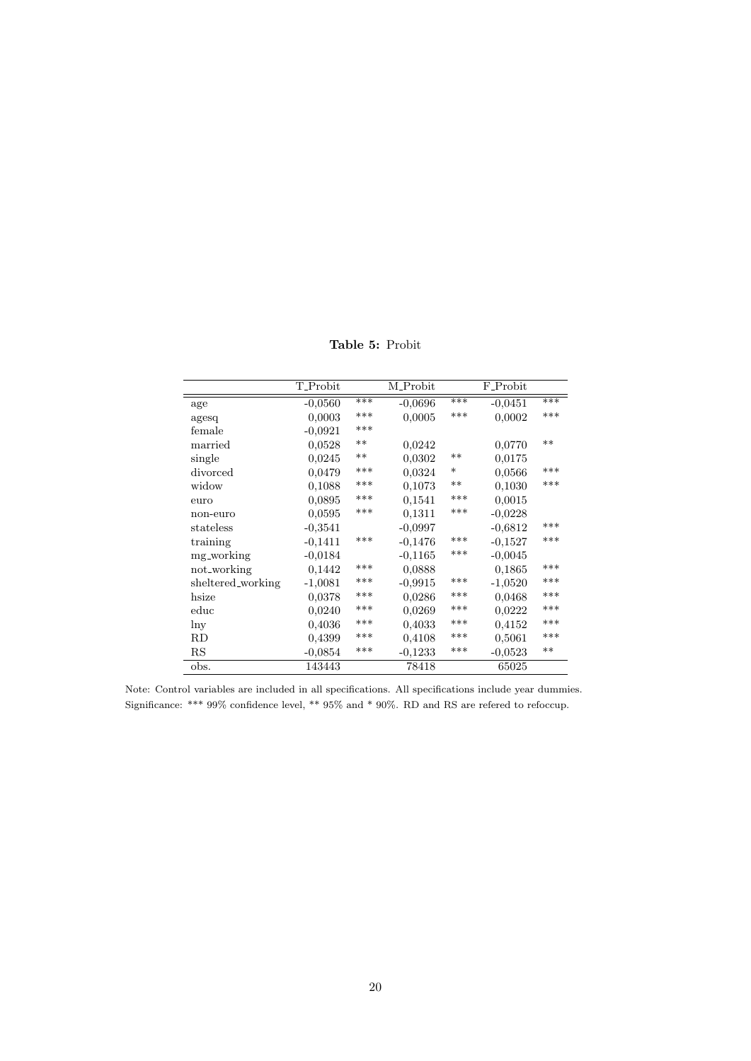**Table 5:** Probit

| | T_Probit | | M_Probit | | F_Probit | |
|---|---|---|---|---|---|---|
| age | -0,0560 | *** | -0,0696 | *** | -0,0451 | *** |
| agesq | 0,0003 | *** | 0,0005 | *** | 0,0002 | *** |
| female | -0,0921 | *** | | | | |
| married | 0,0528 | ** | 0,0242 | | 0,0770 | ** |
| single | 0,0245 | ** | 0,0302 | ** | 0,0175 | |
| divorced | 0,0479 | *** | 0,0324 | * | 0,0566 | *** |
| widow | 0,1088 | *** | 0,1073 | ** | 0,1030 | *** |
| euro | 0,0895 | *** | 0,1541 | *** | 0,0015 | |
| non-euro | 0,0595 | *** | 0,1311 | *** | -0,0228 | |
| stateless | -0,3541 | | -0,0997 | | -0,6812 | *** |
| training | -0,1411 | *** | -0,1476 | *** | -0,1527 | *** |
| mg_working | -0,0184 | | -0,1165 | *** | -0,0045 | |
| not_working | 0,1442 | *** | 0,0888 | | 0,1865 | *** |
| sheltered_working | -1,0081 | *** | -0,9915 | *** | -1,0520 | *** |
| hsize | 0,0378 | *** | 0,0286 | *** | 0,0468 | *** |
| educ | 0,0240 | *** | 0,0269 | *** | 0,0222 | *** |
| lny | 0,4036 | *** | 0,4033 | *** | 0,4152 | *** |
| RD | 0,4399 | *** | 0,4108 | *** | 0,5061 | *** |
| RS | -0,0854 | *** | -0,1233 | *** | -0,0523 | ** |
| obs. | 143443 | | 78418 | | 65025 | |

Note: Control variables are included in all specifications. All specifications include year dummies. Significance: *** 99% confidence level, ** 95% and * 90%. RD and RS are refered to refoccup.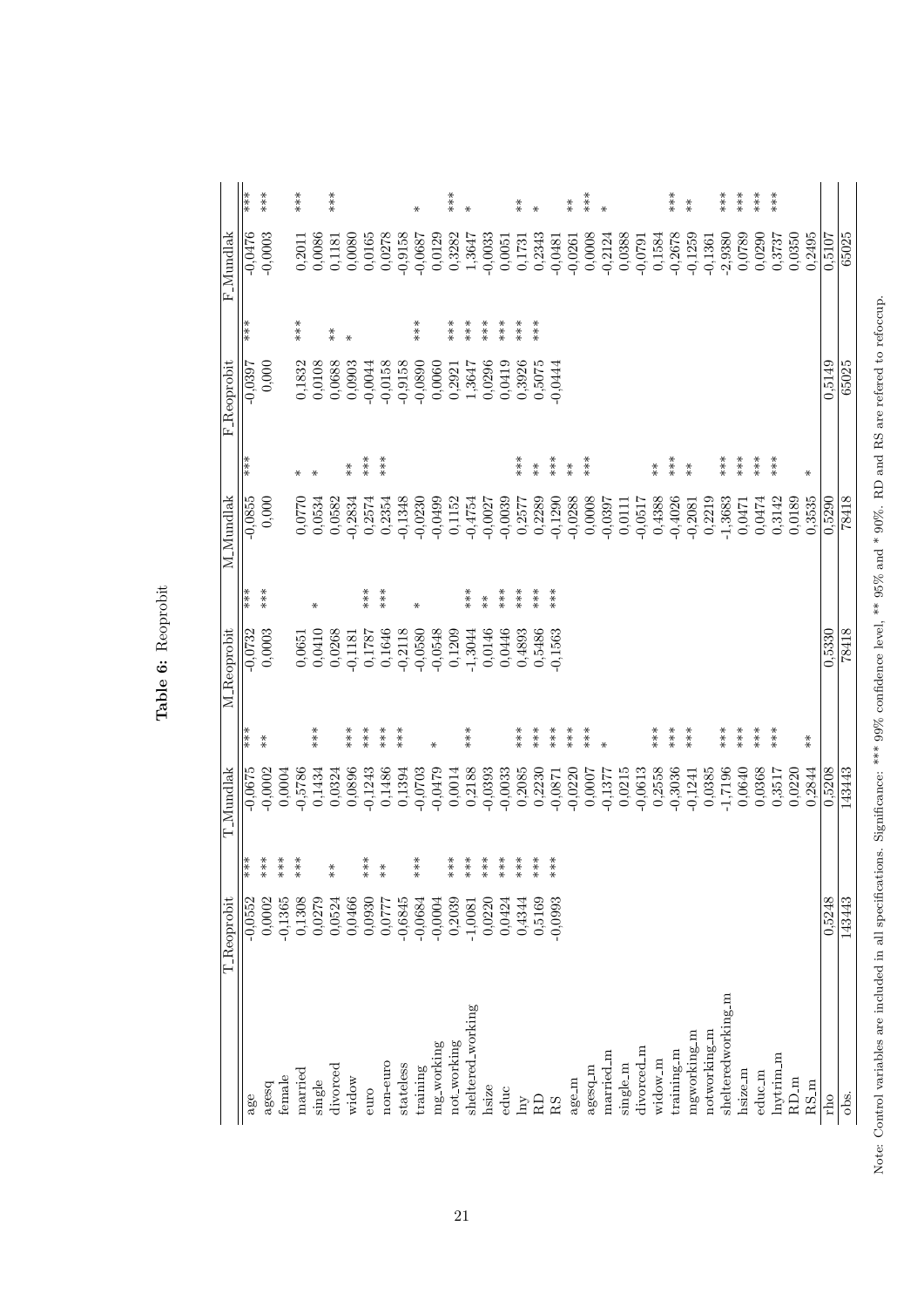**Table 6:** Reoprobit

| | T_Reoprobit | T_Mundlak | M_Reoprobit | M_Mundlak | F_Reoprobit | F_Mundlak |
|---|---|---|---|---|---|---|
| age | -0,0552 *** | -0,0675 *** | -0,0732 *** | -0,0855 *** | -0,0397 *** | -0,0476 *** |
| agesq | 0,0002 *** | -0,0002 ** | 0,0003 *** | 0,000 | 0,000 | -0,0003 *** |
| female | -0,1365 *** | 0,0004 | | | | |
| married | 0,1308 *** | -0,5786 | 0,0651 | 0,0770 * | 0,1832 *** | 0,2011 *** |
| single | 0,0279 | 0,1434 *** | 0,0410 * | 0,0534 * | 0,0108 | 0,0086 |
| divorced | 0,0524 ** | 0,0324 | 0,0268 | 0,0582 | 0,0688 ** | 0,1181 *** |
| widow | 0,0466 | 0,0896 *** | -0,1181 | -0,2834 ** | 0,0903 * | 0,0080 |
| euro | 0,0930 *** | -0,1243 *** | 0,1787 *** | 0,2574 *** | -0,0044 | 0,0165 |
| non-euro | 0,0777 ** | 0,1486 *** | 0,1646 *** | 0,2354 *** | -0,0158 | 0,0278 |
| stateless | -0,6845 *** | 0,1394 *** | -0,2118 | -0,1348 | -0,9158 | -0,9158 |
| training | -0,0684 | -0,0703 | -0,0580 * | -0,0230 | -0,0890 *** | -0,0687 * |
| mg_working | -0,0004 | -0,0479 * | -0,0548 | -0,0499 | 0,0060 | 0,0129 |
| not_working | 0,2039 *** | 0,0014 | 0,1209 | 0,1152 | 0,2921 *** | 0,3282 *** |
| sheltered_working | -1,0081 *** | 0,2188 *** | -1,3044 *** | -0,4754 | 1,3647 *** | 1,3647 * |
| hsize | 0,0220 *** | -0,0393 | 0,0146 ** | -0,0027 | 0,0296 *** | -0,0033 |
| educ | 0,0424 *** | -0,0033 | 0,0446 *** | -0,0039 | 0,0419 *** | 0,0051 |
| lny | 0,4344 *** | 0,2085 *** | 0,4893 *** | 0,2577 *** | 0,3926 *** | 0,1731 ** |
| RD | 0,5169 *** | 0,2230 *** | 0,5486 *** | 0,2289 ** | 0,5075 *** | 0,2343 * |
| RS | -0,0993 *** | -0,0871 *** | -0,1563 *** | -0,1290 *** | -0,0444 | -0,0481 |
| age_m | | -0,0220 *** | | -0,0288 ** | | -0,0261 ** |
| agesq_m | | 0,0007 *** | | 0,0008 *** | | 0,0008 *** |
| married_m | | -0,1377 * | | -0,0397 | | -0,2124 * |
| single_m | | 0,0215 | | 0,0111 | | 0,0388 |
| divorced_m | | -0,0613 | | -0,0517 | | -0,0791 |
| widow_m | | 0,2558 *** | | 0,4388 ** | | 0,1584 |
| training_m | | -0,3036 *** | | -0,4026 *** | | -0,2678 *** |
| mgworking_m | | -0,1241 *** | | -0,2081 ** | | -0,1259 ** |
| notworking_m | | 0,0385 | | 0,2219 | | -0,1361 |
| shelteredworking_m | | -1,7196 *** | | -1,3683 *** | | -2,9380 *** |
| hsize_m | | 0,0640 *** | | 0,0471 *** | | 0,0789 *** |
| educ_m | | 0,0368 *** | | 0,0474 *** | | 0,0290 *** |
| lnytrim_m | | 0,3517 *** | | 0,3142 *** | | 0,3737 *** |
| RD_m | | 0,0220 | | 0,0189 | | 0,0350 |
| RS_m | | 0,2844 ** | | 0,3535 * | | 0,2495 |
| rho | 0,5248 | 0,5208 | 0,5330 | 0,5290 | 0,5149 | 0,5107 |
| obs. | 143443 | 143443 | 78418 | 78418 | 65025 | 65025 |

Note: Control variables are included in all specifications. Significance: *** 99% confidence level, ** 95% and * 90%. RD and RS are refered to refoccup.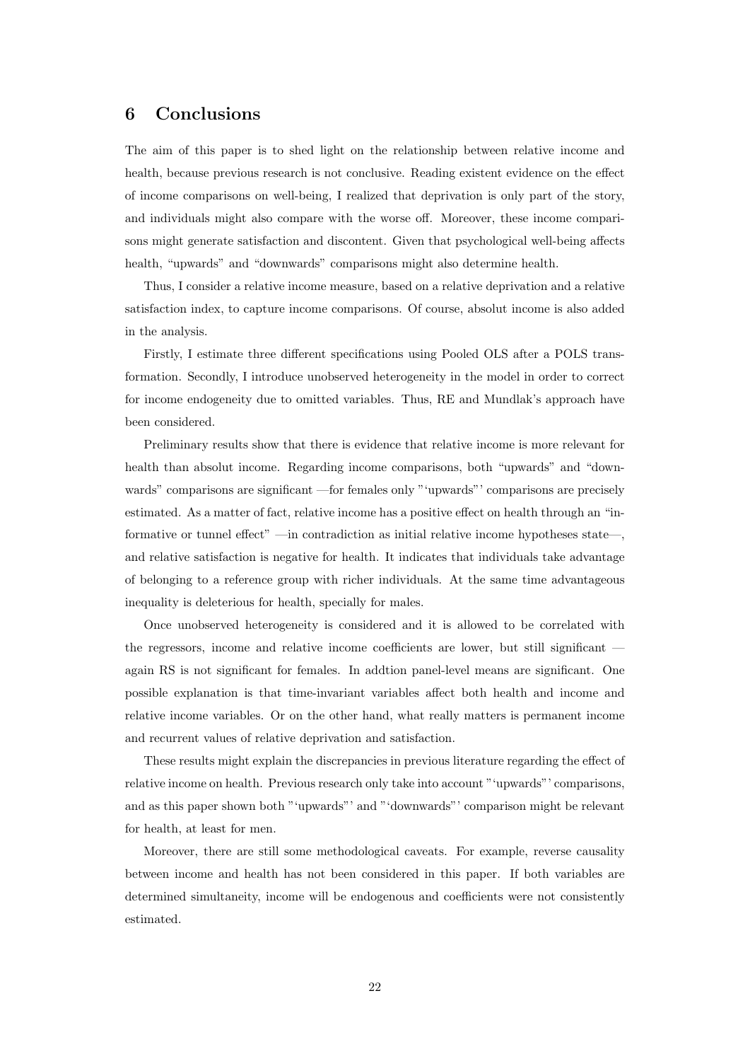## 6 Conclusions

The aim of this paper is to shed light on the relationship between relative income and health, because previous research is not conclusive. Reading existent evidence on the effect of income comparisons on well-being, I realized that deprivation is only part of the story, and individuals might also compare with the worse off. Moreover, these income comparisons might generate satisfaction and discontent. Given that psychological well-being affects health, "upwards" and "downwards" comparisons might also determine health.

Thus, I consider a relative income measure, based on a relative deprivation and a relative satisfaction index, to capture income comparisons. Of course, absolut income is also added in the analysis.

Firstly, I estimate three different specifications using Pooled OLS after a POLS transformation. Secondly, I introduce unobserved heterogeneity in the model in order to correct for income endogeneity due to omitted variables. Thus, RE and Mundlak's approach have been considered.

Preliminary results show that there is evidence that relative income is more relevant for health than absolut income. Regarding income comparisons, both "upwards" and "downwards" comparisons are significant —for females only "'upwards"' comparisons are precisely estimated. As a matter of fact, relative income has a positive effect on health through an "informative or tunnel effect" —in contradiction as initial relative income hypotheses state—, and relative satisfaction is negative for health. It indicates that individuals take advantage of belonging to a reference group with richer individuals. At the same time advantageous inequality is deleterious for health, specially for males.

Once unobserved heterogeneity is considered and it is allowed to be correlated with the regressors, income and relative income coefficients are lower, but still significant — again RS is not significant for females. In addtion panel-level means are significant. One possible explanation is that time-invariant variables affect both health and income and relative income variables. Or on the other hand, what really matters is permanent income and recurrent values of relative deprivation and satisfaction.

These results might explain the discrepancies in previous literature regarding the effect of relative income on health. Previous research only take into account "'upwards"' comparisons, and as this paper shown both "'upwards"' and "'downwards"' comparison might be relevant for health, at least for men.

Moreover, there are still some methodological caveats. For example, reverse causality between income and health has not been considered in this paper. If both variables are determined simultaneity, income will be endogenous and coefficients were not consistently estimated.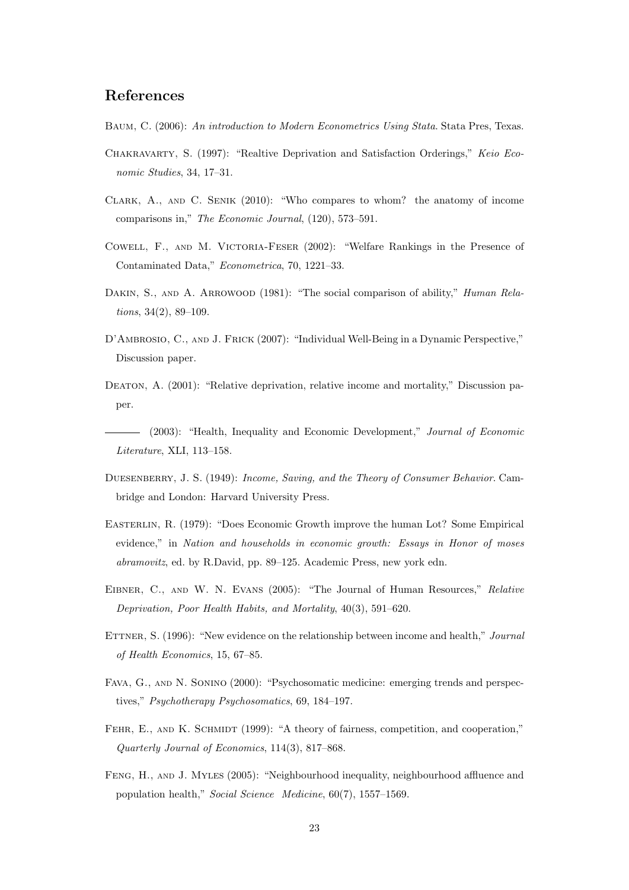## References

Baum, C. (2006): *An introduction to Modern Econometrics Using Stata*. Stata Pres, Texas.

Chakravarty, S. (1997): "Realtive Deprivation and Satisfaction Orderings," *Keio Economic Studies*, 34, 17–31.

Clark, A., and C. Senik (2010): "Who compares to whom? the anatomy of income comparisons in," *The Economic Journal*, (120), 573–591.

Cowell, F., and M. Victoria-Feser (2002): "Welfare Rankings in the Presence of Contaminated Data," *Econometrica*, 70, 1221–33.

Dakin, S., and A. Arrowood (1981): "The social comparison of ability," *Human Relations*, 34(2), 89–109.

D'Ambrosio, C., and J. Frick (2007): "Individual Well-Being in a Dynamic Perspective," Discussion paper.

Deaton, A. (2001): "Relative deprivation, relative income and mortality," Discussion paper.

——— (2003): "Health, Inequality and Economic Development," *Journal of Economic Literature*, XLI, 113–158.

Duesenberry, J. S. (1949): *Income, Saving, and the Theory of Consumer Behavior*. Cambridge and London: Harvard University Press.

Easterlin, R. (1979): "Does Economic Growth improve the human Lot? Some Empirical evidence," in *Nation and households in economic growth: Essays in Honor of moses abramovitz*, ed. by R.David, pp. 89–125. Academic Press, new york edn.

Eibner, C., and W. N. Evans (2005): "The Journal of Human Resources," *Relative Deprivation, Poor Health Habits, and Mortality*, 40(3), 591–620.

Ettner, S. (1996): "New evidence on the relationship between income and health," *Journal of Health Economics*, 15, 67–85.

Fava, G., and N. Sonino (2000): "Psychosomatic medicine: emerging trends and perspectives," *Psychotherapy Psychosomatics*, 69, 184–197.

Fehr, E., and K. Schmidt (1999): "A theory of fairness, competition, and cooperation," *Quarterly Journal of Economics*, 114(3), 817–868.

Feng, H., and J. Myles (2005): "Neighbourhood inequality, neighbourhood affluence and population health," *Social Science Medicine*, 60(7), 1557–1569.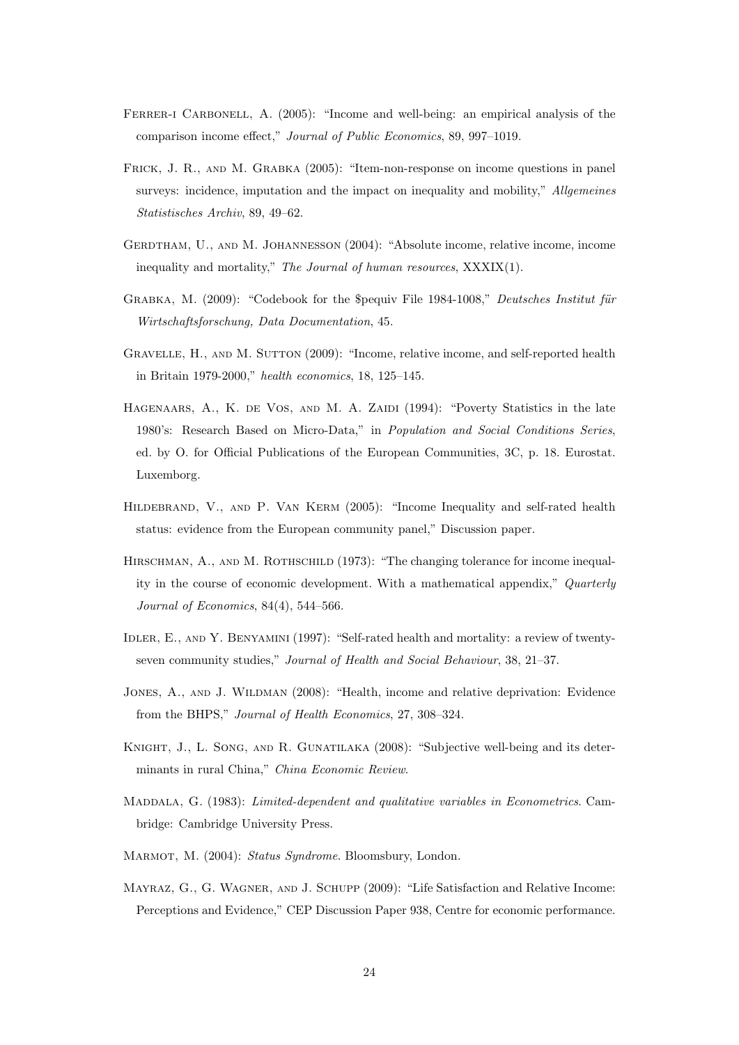Ferrer-i Carbonell, A. (2005): "Income and well-being: an empirical analysis of the comparison income effect," *Journal of Public Economics*, 89, 997–1019.

Frick, J. R., and M. Grabka (2005): "Item-non-response on income questions in panel surveys: incidence, imputation and the impact on inequality and mobility," *Allgemeines Statistisches Archiv*, 89, 49–62.

Gerdtham, U., and M. Johannesson (2004): "Absolute income, relative income, income inequality and mortality," *The Journal of human resources*, XXXIX(1).

Grabka, M. (2009): "Codebook for the $pequiv File 1984-1008," *Deutsches Institut für Wirtschaftsforschung, Data Documentation*, 45.

Gravelle, H., and M. Sutton (2009): "Income, relative income, and self-reported health in Britain 1979-2000," *health economics*, 18, 125–145.

Hagenaars, A., K. de Vos, and M. A. Zaidi (1994): "Poverty Statistics in the late 1980's: Research Based on Micro-Data," in *Population and Social Conditions Series*, ed. by O. for Official Publications of the European Communities, 3C, p. 18. Eurostat. Luxemborg.

Hildebrand, V., and P. Van Kerm (2005): "Income Inequality and self-rated health status: evidence from the European community panel," Discussion paper.

Hirschman, A., and M. Rothschild (1973): "The changing tolerance for income inequality in the course of economic development. With a mathematical appendix," *Quarterly Journal of Economics*, 84(4), 544–566.

Idler, E., and Y. Benyamini (1997): "Self-rated health and mortality: a review of twenty-seven community studies," *Journal of Health and Social Behaviour*, 38, 21–37.

Jones, A., and J. Wildman (2008): "Health, income and relative deprivation: Evidence from the BHPS," *Journal of Health Economics*, 27, 308–324.

Knight, J., L. Song, and R. Gunatilaka (2008): "Subjective well-being and its determinants in rural China," *China Economic Review*.

Maddala, G. (1983): *Limited-dependent and qualitative variables in Econometrics*. Cambridge: Cambridge University Press.

Marmot, M. (2004): *Status Syndrome*. Bloomsbury, London.

Mayraz, G., G. Wagner, and J. Schupp (2009): "Life Satisfaction and Relative Income: Perceptions and Evidence," CEP Discussion Paper 938, Centre for economic performance.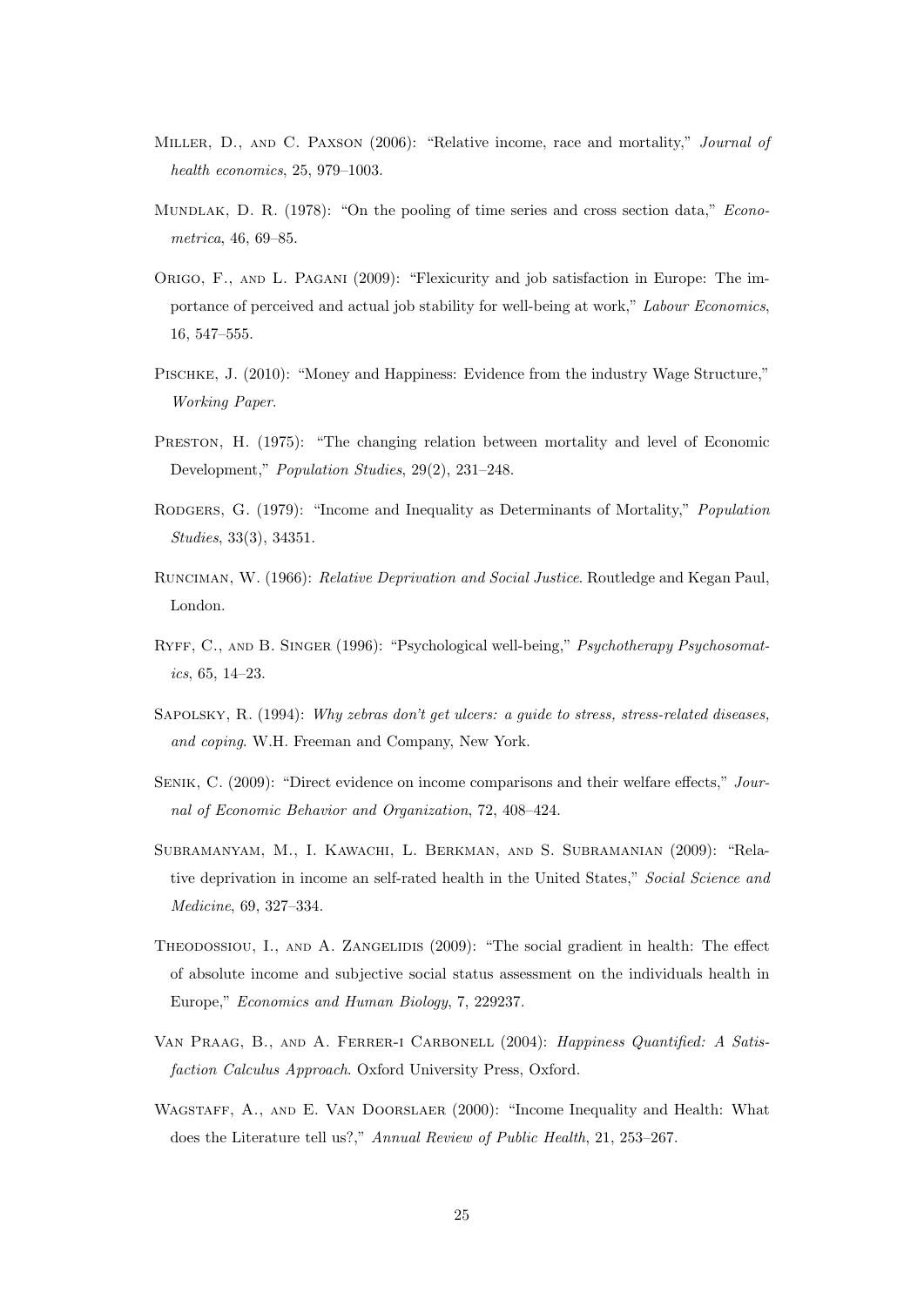Miller, D., and C. Paxson (2006): "Relative income, race and mortality," *Journal of health economics*, 25, 979–1003.

Mundlak, D. R. (1978): "On the pooling of time series and cross section data," *Econometrica*, 46, 69–85.

Origo, F., and L. Pagani (2009): "Flexicurity and job satisfaction in Europe: The importance of perceived and actual job stability for well-being at work," *Labour Economics*, 16, 547–555.

Pischke, J. (2010): "Money and Happiness: Evidence from the industry Wage Structure," *Working Paper*.

Preston, H. (1975): "The changing relation between mortality and level of Economic Development," *Population Studies*, 29(2), 231–248.

Rodgers, G. (1979): "Income and Inequality as Determinants of Mortality," *Population Studies*, 33(3), 34351.

Runciman, W. (1966): *Relative Deprivation and Social Justice*. Routledge and Kegan Paul, London.

Ryff, C., and B. Singer (1996): "Psychological well-being," *Psychotherapy Psychosomatics*, 65, 14–23.

Sapolsky, R. (1994): *Why zebras don't get ulcers: a guide to stress, stress-related diseases, and coping*. W.H. Freeman and Company, New York.

Senik, C. (2009): "Direct evidence on income comparisons and their welfare effects," *Journal of Economic Behavior and Organization*, 72, 408–424.

Subramanyam, M., I. Kawachi, L. Berkman, and S. Subramanian (2009): "Relative deprivation in income an self-rated health in the United States," *Social Science and Medicine*, 69, 327–334.

Theodossiou, I., and A. Zangelidis (2009): "The social gradient in health: The effect of absolute income and subjective social status assessment on the individuals health in Europe," *Economics and Human Biology*, 7, 229237.

Van Praag, B., and A. Ferrer-i Carbonell (2004): *Happiness Quantified: A Satisfaction Calculus Approach*. Oxford University Press, Oxford.

Wagstaff, A., and E. Van Doorslaer (2000): "Income Inequality and Health: What does the Literature tell us?," *Annual Review of Public Health*, 21, 253–267.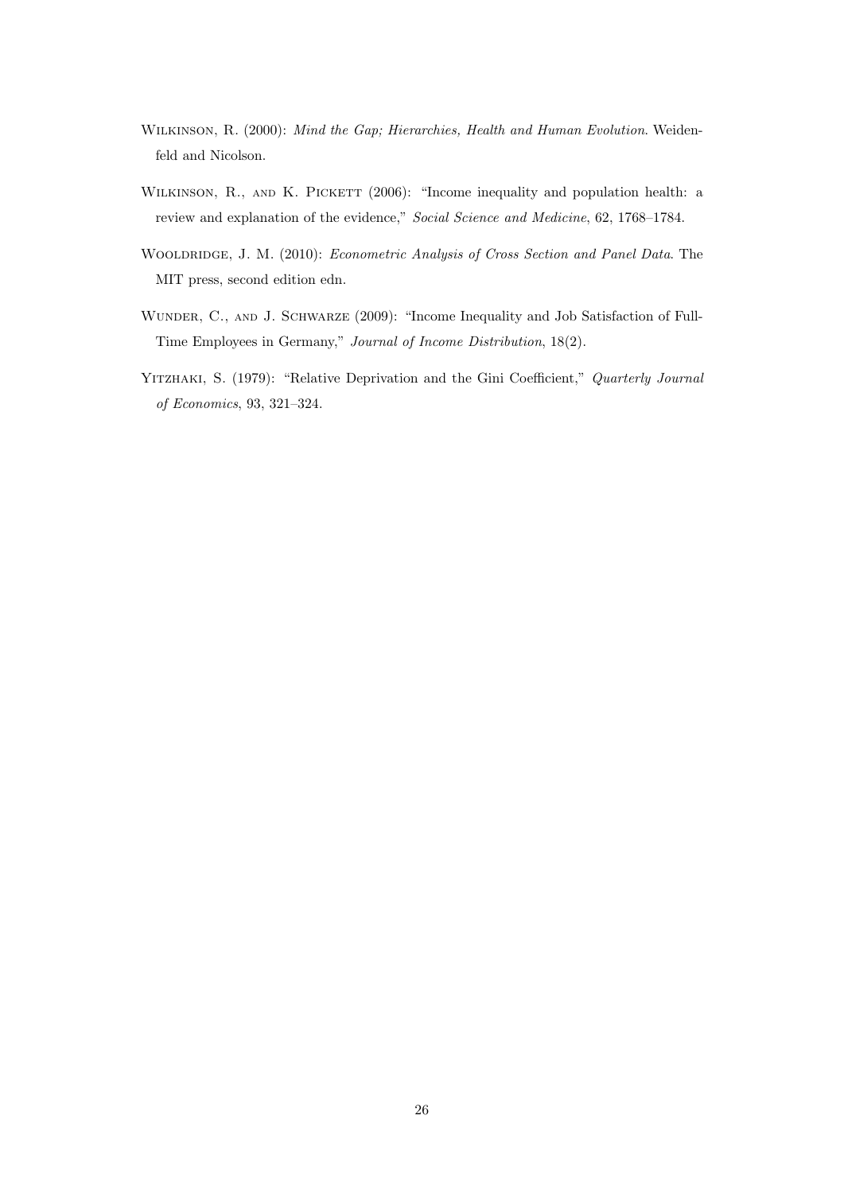Wilkinson, R. (2000): *Mind the Gap; Hierarchies, Health and Human Evolution*. Weidenfeld and Nicolson.

Wilkinson, R., and K. Pickett (2006): "Income inequality and population health: a review and explanation of the evidence," *Social Science and Medicine*, 62, 1768–1784.

Wooldridge, J. M. (2010): *Econometric Analysis of Cross Section and Panel Data*. The MIT press, second edition edn.

Wunder, C., and J. Schwarze (2009): "Income Inequality and Job Satisfaction of Full-Time Employees in Germany," *Journal of Income Distribution*, 18(2).

Yitzhaki, S. (1979): "Relative Deprivation and the Gini Coefficient," *Quarterly Journal of Economics*, 93, 321–324.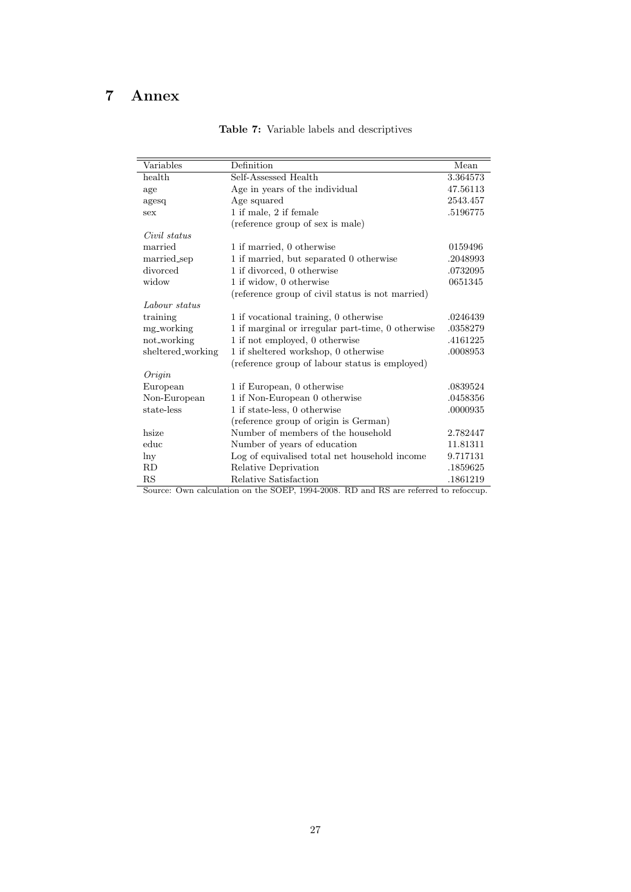# 7 Annex

**Table 7:** Variable labels and descriptives

| Variables | Definition | Mean |
| --- | --- | --- |
| health | Self-Assessed Health | 3.364573 |
| age | Age in years of the individual | 47.56113 |
| agesq | Age squared | 2543.457 |
| sex | 1 if male, 2 if female | .5196775 |
| | (reference group of sex is male) | |
| *Civil status* | | |
| married | 1 if married, 0 otherwise | 0159496 |
| married_sep | 1 if married, but separated 0 otherwise | .2048993 |
| divorced | 1 if divorced, 0 otherwise | .0732095 |
| widow | 1 if widow, 0 otherwise | 0651345 |
| | (reference group of civil status is not married) | |
| *Labour status* | | |
| training | 1 if vocational training, 0 otherwise | .0246439 |
| mg_working | 1 if marginal or irregular part-time, 0 otherwise | .0358279 |
| not_working | 1 if not employed, 0 otherwise | .4161225 |
| sheltered_working | 1 if sheltered workshop, 0 otherwise | .0008953 |
| | (reference group of labour status is employed) | |
| *Origin* | | |
| European | 1 if European, 0 otherwise | .0839524 |
| Non-European | 1 if Non-European 0 otherwise | .0458356 |
| state-less | 1 if state-less, 0 otherwise | .0000935 |
| | (reference group of origin is German) | |
| hsize | Number of members of the household | 2.782447 |
| educ | Number of years of education | 11.81311 |
| lny | Log of equivalised total net household income | 9.717131 |
| RD | Relative Deprivation | .1859625 |
| RS | Relative Satisfaction | .1861219 |

Source: Own calculation on the SOEP, 1994-2008. RD and RS are referred to refoccup.